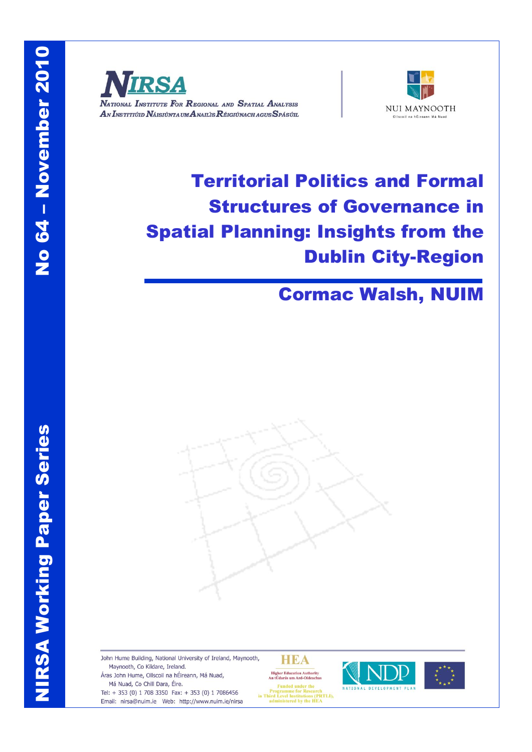NIRSA Working Paper Series

No 64 – November 2010

NIRSA
National Institute For Regional and Spatial Analysis
An Institiúid Náisiúnta um Anailís Réigiúnach agus Spásúil

NUI MAYNOOTH
Ollscoil na hÉireann Má Nuad

# Territorial Politics and Formal Structures of Governance in Spatial Planning: Insights from the Dublin City-Region

## Cormac Walsh, NUIM

John Hume Building, National University of Ireland, Maynooth,
Maynooth, Co Kildare, Ireland.
Áras John Hume, Ollscoil na hÉireann, Má Nuad,
Má Nuad, Co Chill Dara, Éire.
Tel: + 353 (0) 1 708 3350 Fax: + 353 (0) 1 7086456
Email: nirsa@nuim.ie Web: http://www.nuim.ie/nirsa

HEA
Higher Education Authority
An tÚdarás um Ard-Oideachas
Funded under the Programme for Research in Third Level Institutions (PRTLI), administered by the HEA

NDP
NATIONAL DEVELOPMENT PLAN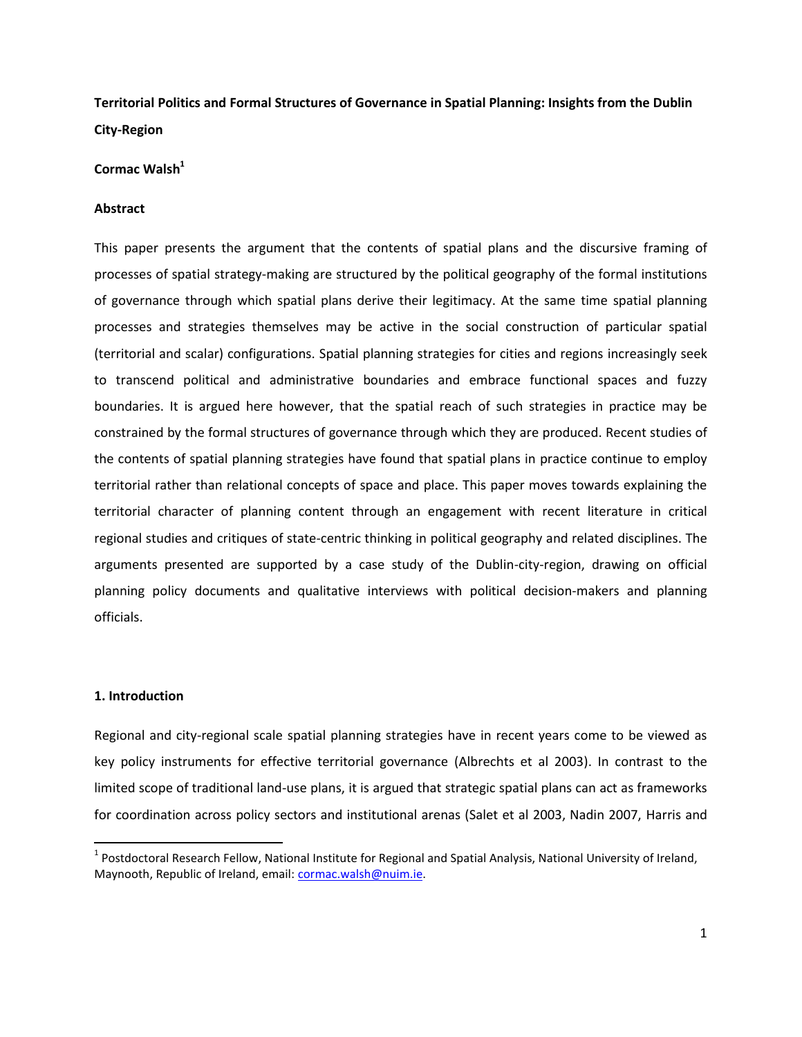**Territorial Politics and Formal Structures of Governance in Spatial Planning: Insights from the Dublin City-Region**

**Cormac Walsh**[1]

**Abstract**

This paper presents the argument that the contents of spatial plans and the discursive framing of processes of spatial strategy-making are structured by the political geography of the formal institutions of governance through which spatial plans derive their legitimacy. At the same time spatial planning processes and strategies themselves may be active in the social construction of particular spatial (territorial and scalar) configurations. Spatial planning strategies for cities and regions increasingly seek to transcend political and administrative boundaries and embrace functional spaces and fuzzy boundaries. It is argued here however, that the spatial reach of such strategies in practice may be constrained by the formal structures of governance through which they are produced. Recent studies of the contents of spatial planning strategies have found that spatial plans in practice continue to employ territorial rather than relational concepts of space and place. This paper moves towards explaining the territorial character of planning content through an engagement with recent literature in critical regional studies and critiques of state-centric thinking in political geography and related disciplines. The arguments presented are supported by a case study of the Dublin-city-region, drawing on official planning policy documents and qualitative interviews with political decision-makers and planning officials.

**1. Introduction**

Regional and city-regional scale spatial planning strategies have in recent years come to be viewed as key policy instruments for effective territorial governance (Albrechts et al 2003). In contrast to the limited scope of traditional land-use plans, it is argued that strategic spatial plans can act as frameworks for coordination across policy sectors and institutional arenas (Salet et al 2003, Nadin 2007, Harris and

[1] Postdoctoral Research Fellow, National Institute for Regional and Spatial Analysis, National University of Ireland, Maynooth, Republic of Ireland, email: cormac.walsh@nuim.ie.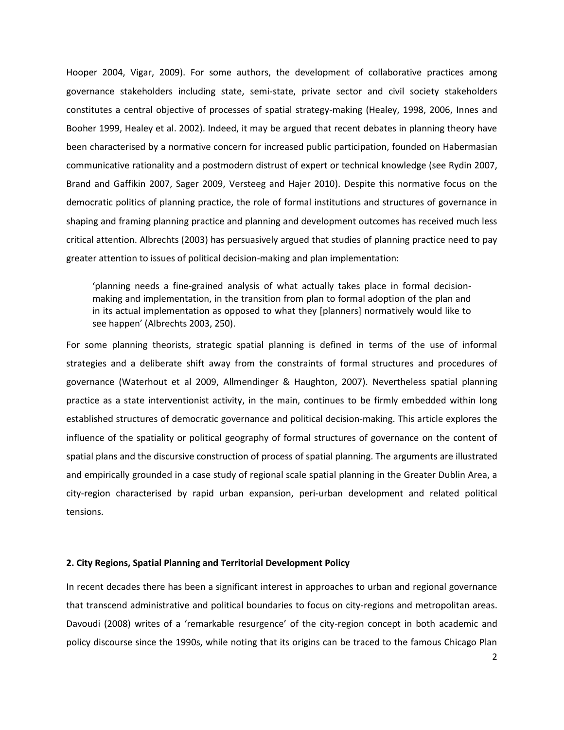Hooper 2004, Vigar, 2009). For some authors, the development of collaborative practices among governance stakeholders including state, semi-state, private sector and civil society stakeholders constitutes a central objective of processes of spatial strategy-making (Healey, 1998, 2006, Innes and Booher 1999, Healey et al. 2002). Indeed, it may be argued that recent debates in planning theory have been characterised by a normative concern for increased public participation, founded on Habermasian communicative rationality and a postmodern distrust of expert or technical knowledge (see Rydin 2007, Brand and Gaffikin 2007, Sager 2009, Versteeg and Hajer 2010). Despite this normative focus on the democratic politics of planning practice, the role of formal institutions and structures of governance in shaping and framing planning practice and planning and development outcomes has received much less critical attention. Albrechts (2003) has persuasively argued that studies of planning practice need to pay greater attention to issues of political decision-making and plan implementation:

> 'planning needs a fine-grained analysis of what actually takes place in formal decision-making and implementation, in the transition from plan to formal adoption of the plan and in its actual implementation as opposed to what they [planners] normatively would like to see happen' (Albrechts 2003, 250).

For some planning theorists, strategic spatial planning is defined in terms of the use of informal strategies and a deliberate shift away from the constraints of formal structures and procedures of governance (Waterhout et al 2009, Allmendinger & Haughton, 2007). Nevertheless spatial planning practice as a state interventionist activity, in the main, continues to be firmly embedded within long established structures of democratic governance and political decision-making. This article explores the influence of the spatiality or political geography of formal structures of governance on the content of spatial plans and the discursive construction of process of spatial planning. The arguments are illustrated and empirically grounded in a case study of regional scale spatial planning in the Greater Dublin Area, a city-region characterised by rapid urban expansion, peri-urban development and related political tensions.

## 2. City Regions, Spatial Planning and Territorial Development Policy

In recent decades there has been a significant interest in approaches to urban and regional governance that transcend administrative and political boundaries to focus on city-regions and metropolitan areas. Davoudi (2008) writes of a 'remarkable resurgence' of the city-region concept in both academic and policy discourse since the 1990s, while noting that its origins can be traced to the famous Chicago Plan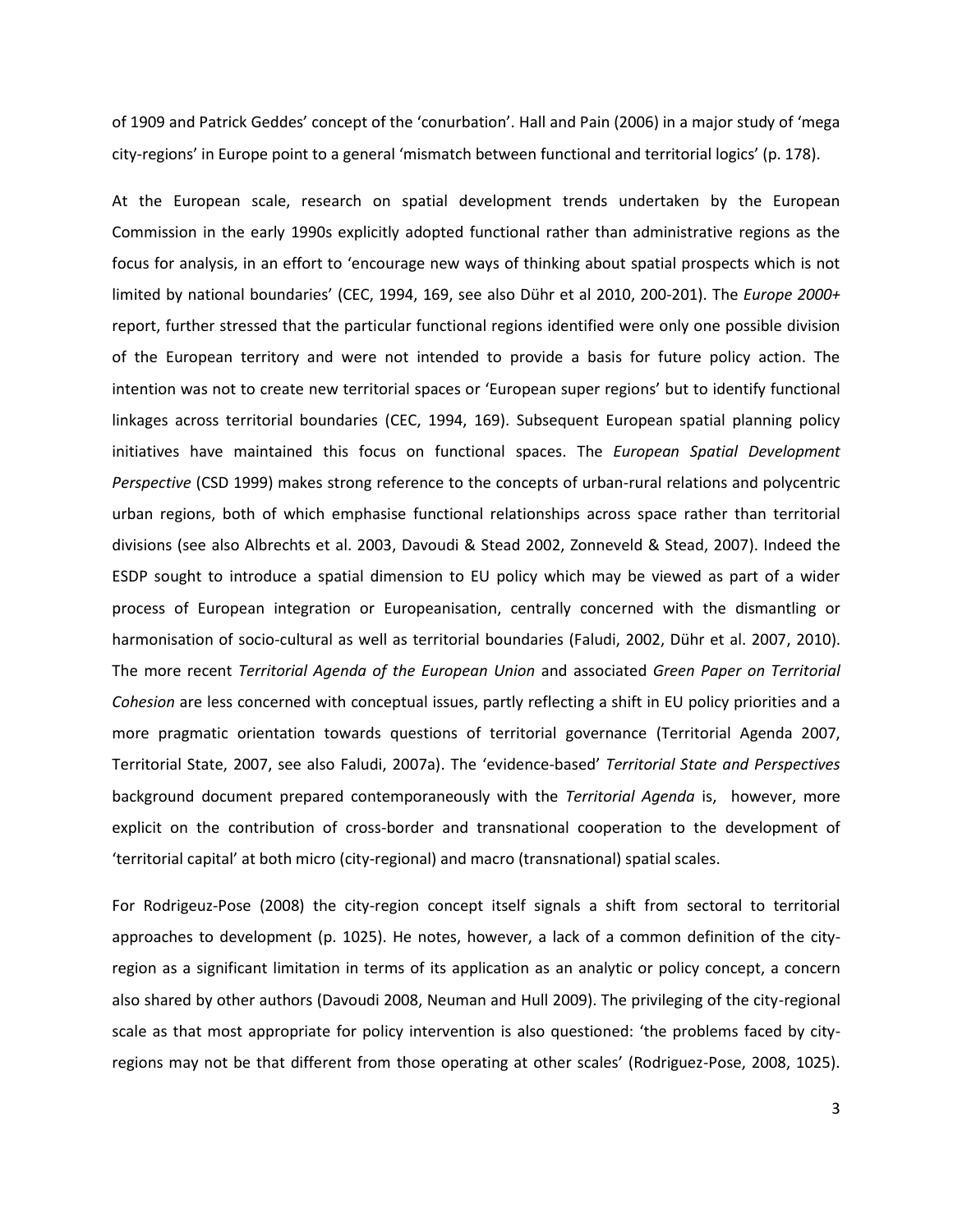of 1909 and Patrick Geddes' concept of the 'conurbation'. Hall and Pain (2006) in a major study of 'mega city-regions' in Europe point to a general 'mismatch between functional and territorial logics' (p. 178).

At the European scale, research on spatial development trends undertaken by the European Commission in the early 1990s explicitly adopted functional rather than administrative regions as the focus for analysis, in an effort to 'encourage new ways of thinking about spatial prospects which is not limited by national boundaries' (CEC, 1994, 169, see also Dühr et al 2010, 200-201). The *Europe 2000+* report, further stressed that the particular functional regions identified were only one possible division of the European territory and were not intended to provide a basis for future policy action. The intention was not to create new territorial spaces or 'European super regions' but to identify functional linkages across territorial boundaries (CEC, 1994, 169). Subsequent European spatial planning policy initiatives have maintained this focus on functional spaces. The *European Spatial Development Perspective* (CSD 1999) makes strong reference to the concepts of urban-rural relations and polycentric urban regions, both of which emphasise functional relationships across space rather than territorial divisions (see also Albrechts et al. 2003, Davoudi & Stead 2002, Zonneveld & Stead, 2007). Indeed the ESDP sought to introduce a spatial dimension to EU policy which may be viewed as part of a wider process of European integration or Europeanisation, centrally concerned with the dismantling or harmonisation of socio-cultural as well as territorial boundaries (Faludi, 2002, Dühr et al. 2007, 2010). The more recent *Territorial Agenda of the European Union* and associated *Green Paper on Territorial Cohesion* are less concerned with conceptual issues, partly reflecting a shift in EU policy priorities and a more pragmatic orientation towards questions of territorial governance (Territorial Agenda 2007, Territorial State, 2007, see also Faludi, 2007a). The 'evidence-based' *Territorial State and Perspectives* background document prepared contemporaneously with the *Territorial Agenda* is, however, more explicit on the contribution of cross-border and transnational cooperation to the development of 'territorial capital' at both micro (city-regional) and macro (transnational) spatial scales.

For Rodrigeuz-Pose (2008) the city-region concept itself signals a shift from sectoral to territorial approaches to development (p. 1025). He notes, however, a lack of a common definition of the city-region as a significant limitation in terms of its application as an analytic or policy concept, a concern also shared by other authors (Davoudi 2008, Neuman and Hull 2009). The privileging of the city-regional scale as that most appropriate for policy intervention is also questioned: 'the problems faced by city-regions may not be that different from those operating at other scales' (Rodriguez-Pose, 2008, 1025).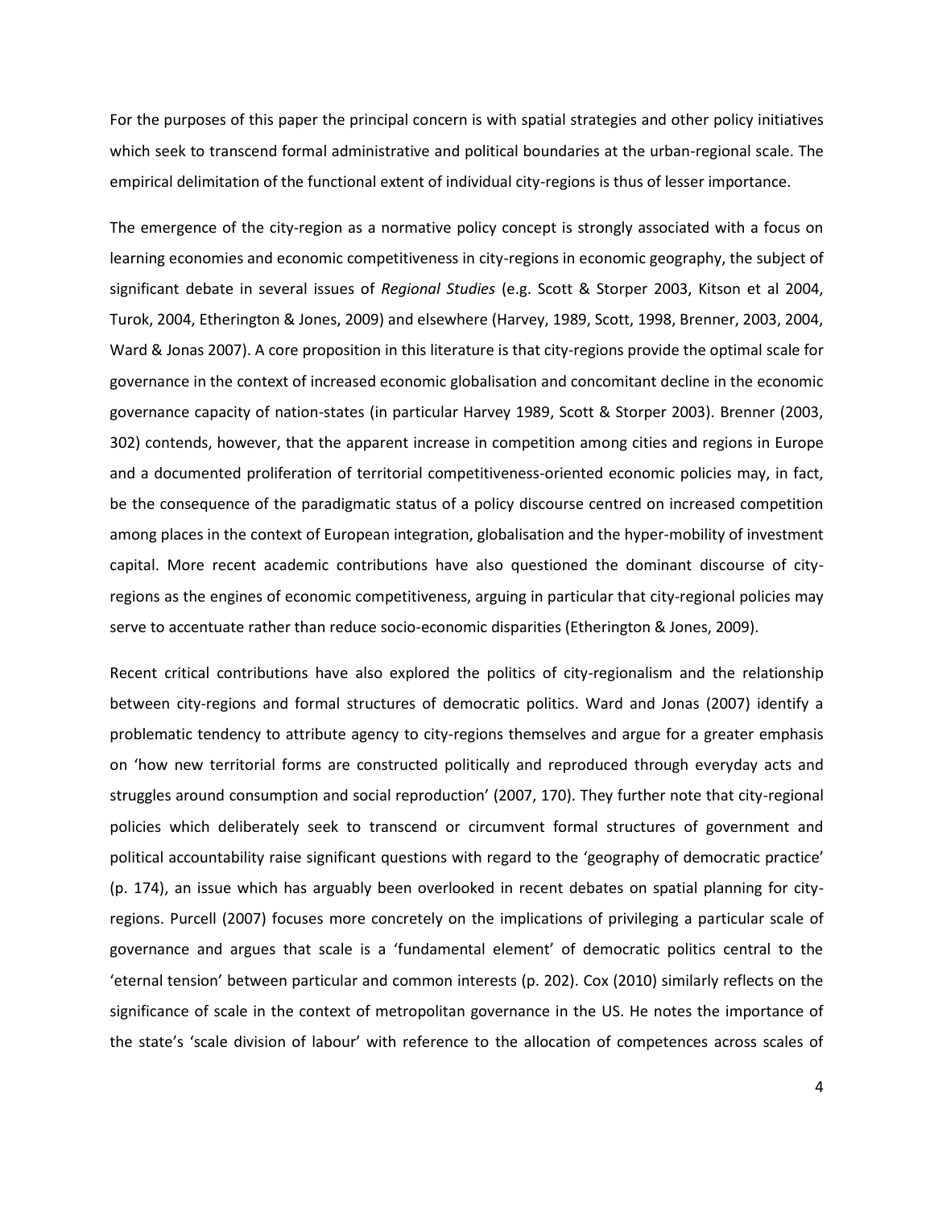For the purposes of this paper the principal concern is with spatial strategies and other policy initiatives which seek to transcend formal administrative and political boundaries at the urban-regional scale. The empirical delimitation of the functional extent of individual city-regions is thus of lesser importance.

The emergence of the city-region as a normative policy concept is strongly associated with a focus on learning economies and economic competitiveness in city-regions in economic geography, the subject of significant debate in several issues of *Regional Studies* (e.g. Scott & Storper 2003, Kitson et al 2004, Turok, 2004, Etherington & Jones, 2009) and elsewhere (Harvey, 1989, Scott, 1998, Brenner, 2003, 2004, Ward & Jonas 2007). A core proposition in this literature is that city-regions provide the optimal scale for governance in the context of increased economic globalisation and concomitant decline in the economic governance capacity of nation-states (in particular Harvey 1989, Scott & Storper 2003). Brenner (2003, 302) contends, however, that the apparent increase in competition among cities and regions in Europe and a documented proliferation of territorial competitiveness-oriented economic policies may, in fact, be the consequence of the paradigmatic status of a policy discourse centred on increased competition among places in the context of European integration, globalisation and the hyper-mobility of investment capital. More recent academic contributions have also questioned the dominant discourse of city-regions as the engines of economic competitiveness, arguing in particular that city-regional policies may serve to accentuate rather than reduce socio-economic disparities (Etherington & Jones, 2009).

Recent critical contributions have also explored the politics of city-regionalism and the relationship between city-regions and formal structures of democratic politics. Ward and Jonas (2007) identify a problematic tendency to attribute agency to city-regions themselves and argue for a greater emphasis on 'how new territorial forms are constructed politically and reproduced through everyday acts and struggles around consumption and social reproduction' (2007, 170). They further note that city-regional policies which deliberately seek to transcend or circumvent formal structures of government and political accountability raise significant questions with regard to the 'geography of democratic practice' (p. 174), an issue which has arguably been overlooked in recent debates on spatial planning for city-regions. Purcell (2007) focuses more concretely on the implications of privileging a particular scale of governance and argues that scale is a 'fundamental element' of democratic politics central to the 'eternal tension' between particular and common interests (p. 202). Cox (2010) similarly reflects on the significance of scale in the context of metropolitan governance in the US. He notes the importance of the state's 'scale division of labour' with reference to the allocation of competences across scales of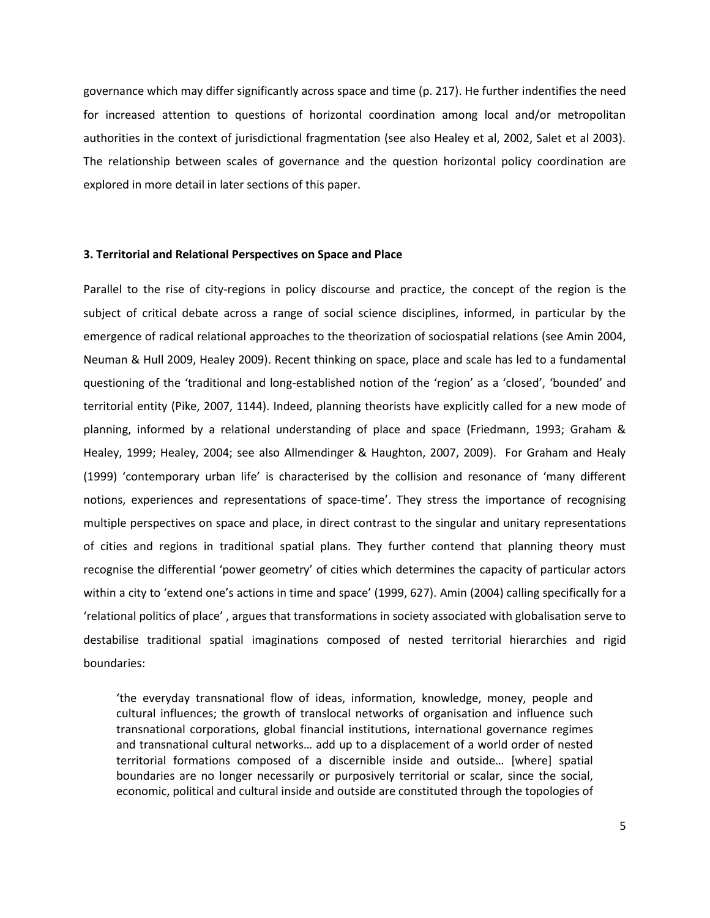governance which may differ significantly across space and time (p. 217). He further indentifies the need for increased attention to questions of horizontal coordination among local and/or metropolitan authorities in the context of jurisdictional fragmentation (see also Healey et al, 2002, Salet et al 2003). The relationship between scales of governance and the question horizontal policy coordination are explored in more detail in later sections of this paper.

### 3. Territorial and Relational Perspectives on Space and Place

Parallel to the rise of city-regions in policy discourse and practice, the concept of the region is the subject of critical debate across a range of social science disciplines, informed, in particular by the emergence of radical relational approaches to the theorization of sociospatial relations (see Amin 2004, Neuman & Hull 2009, Healey 2009). Recent thinking on space, place and scale has led to a fundamental questioning of the 'traditional and long-established notion of the 'region' as a 'closed', 'bounded' and territorial entity (Pike, 2007, 1144). Indeed, planning theorists have explicitly called for a new mode of planning, informed by a relational understanding of place and space (Friedmann, 1993; Graham & Healey, 1999; Healey, 2004; see also Allmendinger & Haughton, 2007, 2009). For Graham and Healy (1999) 'contemporary urban life' is characterised by the collision and resonance of 'many different notions, experiences and representations of space-time'. They stress the importance of recognising multiple perspectives on space and place, in direct contrast to the singular and unitary representations of cities and regions in traditional spatial plans. They further contend that planning theory must recognise the differential 'power geometry' of cities which determines the capacity of particular actors within a city to 'extend one's actions in time and space' (1999, 627). Amin (2004) calling specifically for a 'relational politics of place' , argues that transformations in society associated with globalisation serve to destabilise traditional spatial imaginations composed of nested territorial hierarchies and rigid boundaries:

> 'the everyday transnational flow of ideas, information, knowledge, money, people and cultural influences; the growth of translocal networks of organisation and influence such transnational corporations, global financial institutions, international governance regimes and transnational cultural networks… add up to a displacement of a world order of nested territorial formations composed of a discernible inside and outside… [where] spatial boundaries are no longer necessarily or purposively territorial or scalar, since the social, economic, political and cultural inside and outside are constituted through the topologies of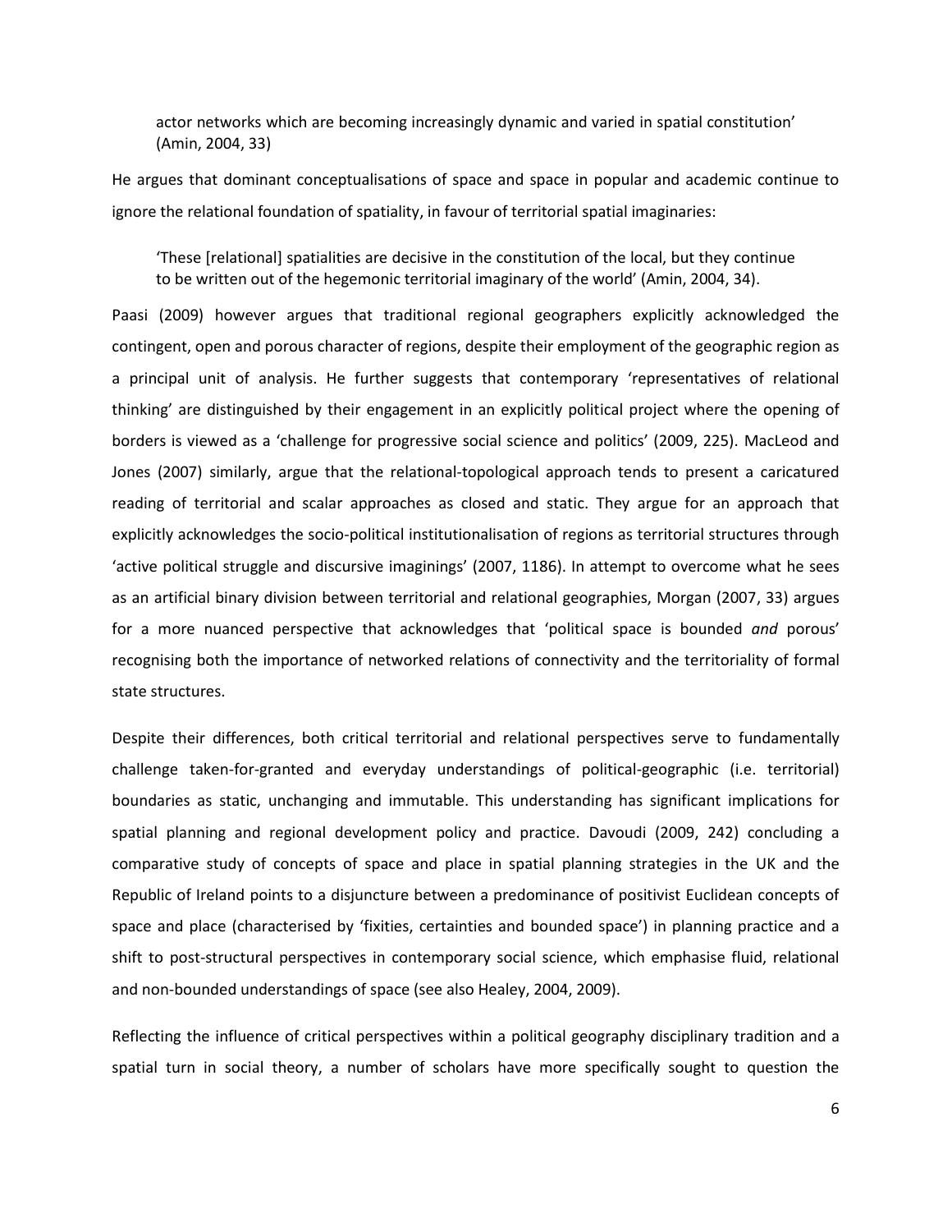> actor networks which are becoming increasingly dynamic and varied in spatial constitution' (Amin, 2004, 33)

He argues that dominant conceptualisations of space and space in popular and academic continue to ignore the relational foundation of spatiality, in favour of territorial spatial imaginaries:

> 'These [relational] spatialities are decisive in the constitution of the local, but they continue to be written out of the hegemonic territorial imaginary of the world' (Amin, 2004, 34).

Paasi (2009) however argues that traditional regional geographers explicitly acknowledged the contingent, open and porous character of regions, despite their employment of the geographic region as a principal unit of analysis. He further suggests that contemporary 'representatives of relational thinking' are distinguished by their engagement in an explicitly political project where the opening of borders is viewed as a 'challenge for progressive social science and politics' (2009, 225). MacLeod and Jones (2007) similarly, argue that the relational-topological approach tends to present a caricatured reading of territorial and scalar approaches as closed and static. They argue for an approach that explicitly acknowledges the socio-political institutionalisation of regions as territorial structures through 'active political struggle and discursive imaginings' (2007, 1186). In attempt to overcome what he sees as an artificial binary division between territorial and relational geographies, Morgan (2007, 33) argues for a more nuanced perspective that acknowledges that 'political space is bounded *and* porous' recognising both the importance of networked relations of connectivity and the territoriality of formal state structures.

Despite their differences, both critical territorial and relational perspectives serve to fundamentally challenge taken-for-granted and everyday understandings of political-geographic (i.e. territorial) boundaries as static, unchanging and immutable. This understanding has significant implications for spatial planning and regional development policy and practice. Davoudi (2009, 242) concluding a comparative study of concepts of space and place in spatial planning strategies in the UK and the Republic of Ireland points to a disjuncture between a predominance of positivist Euclidean concepts of space and place (characterised by 'fixities, certainties and bounded space') in planning practice and a shift to post-structural perspectives in contemporary social science, which emphasise fluid, relational and non-bounded understandings of space (see also Healey, 2004, 2009).

Reflecting the influence of critical perspectives within a political geography disciplinary tradition and a spatial turn in social theory, a number of scholars have more specifically sought to question the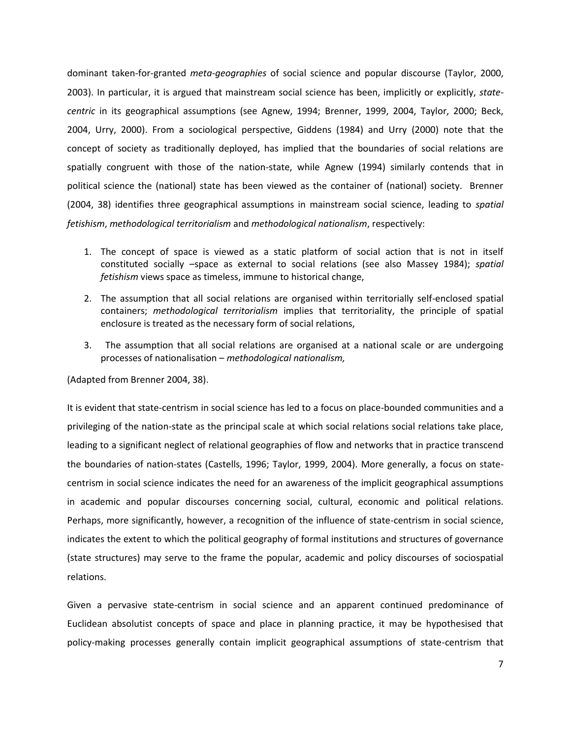dominant taken-for-granted *meta-geographies* of social science and popular discourse (Taylor, 2000, 2003). In particular, it is argued that mainstream social science has been, implicitly or explicitly, *state-centric* in its geographical assumptions (see Agnew, 1994; Brenner, 1999, 2004, Taylor, 2000; Beck, 2004, Urry, 2000). From a sociological perspective, Giddens (1984) and Urry (2000) note that the concept of society as traditionally deployed, has implied that the boundaries of social relations are spatially congruent with those of the nation-state, while Agnew (1994) similarly contends that in political science the (national) state has been viewed as the container of (national) society. Brenner (2004, 38) identifies three geographical assumptions in mainstream social science, leading to *spatial fetishism*, *methodological territorialism* and *methodological nationalism*, respectively:

1. The concept of space is viewed as a static platform of social action that is not in itself constituted socially –space as external to social relations (see also Massey 1984); *spatial fetishism* views space as timeless, immune to historical change,
2. The assumption that all social relations are organised within territorially self-enclosed spatial containers; *methodological territorialism* implies that territoriality, the principle of spatial enclosure is treated as the necessary form of social relations,
3. The assumption that all social relations are organised at a national scale or are undergoing processes of nationalisation – *methodological nationalism,*

(Adapted from Brenner 2004, 38).

It is evident that state-centrism in social science has led to a focus on place-bounded communities and a privileging of the nation-state as the principal scale at which social relations social relations take place, leading to a significant neglect of relational geographies of flow and networks that in practice transcend the boundaries of nation-states (Castells, 1996; Taylor, 1999, 2004). More generally, a focus on state-centrism in social science indicates the need for an awareness of the implicit geographical assumptions in academic and popular discourses concerning social, cultural, economic and political relations. Perhaps, more significantly, however, a recognition of the influence of state-centrism in social science, indicates the extent to which the political geography of formal institutions and structures of governance (state structures) may serve to the frame the popular, academic and policy discourses of sociospatial relations.

Given a pervasive state-centrism in social science and an apparent continued predominance of Euclidean absolutist concepts of space and place in planning practice, it may be hypothesised that policy-making processes generally contain implicit geographical assumptions of state-centrism that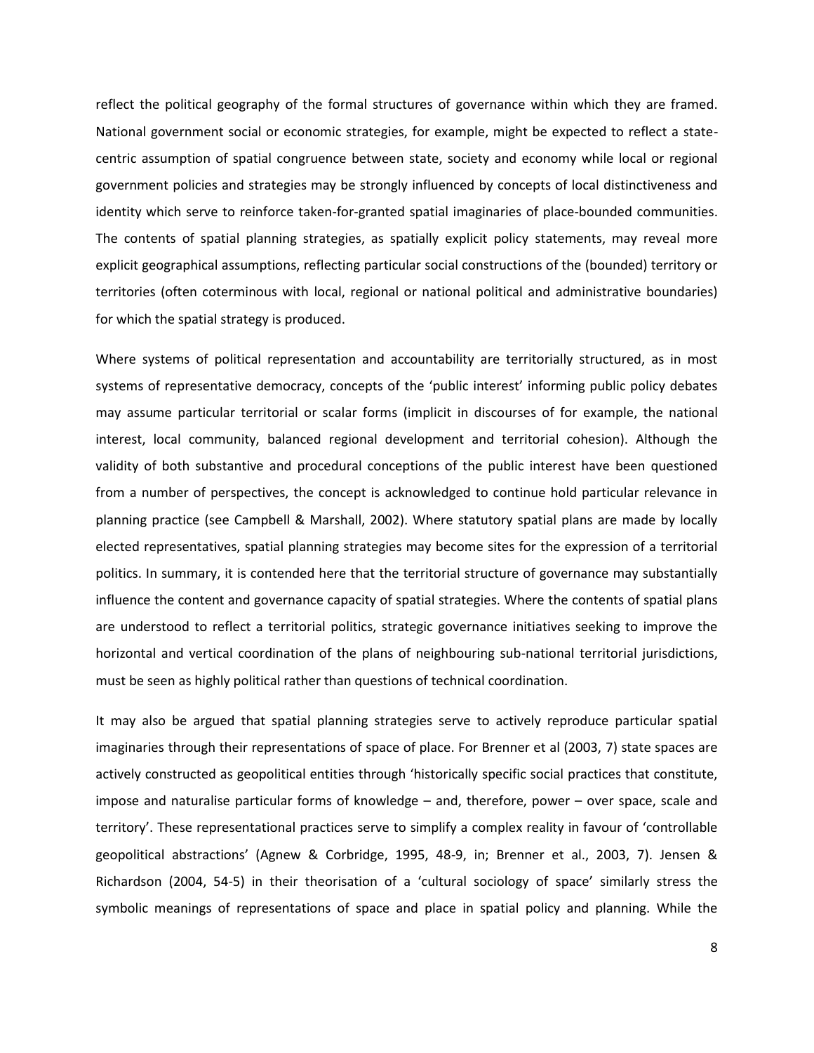reflect the political geography of the formal structures of governance within which they are framed. National government social or economic strategies, for example, might be expected to reflect a state-centric assumption of spatial congruence between state, society and economy while local or regional government policies and strategies may be strongly influenced by concepts of local distinctiveness and identity which serve to reinforce taken-for-granted spatial imaginaries of place-bounded communities. The contents of spatial planning strategies, as spatially explicit policy statements, may reveal more explicit geographical assumptions, reflecting particular social constructions of the (bounded) territory or territories (often coterminous with local, regional or national political and administrative boundaries) for which the spatial strategy is produced.

Where systems of political representation and accountability are territorially structured, as in most systems of representative democracy, concepts of the 'public interest' informing public policy debates may assume particular territorial or scalar forms (implicit in discourses of for example, the national interest, local community, balanced regional development and territorial cohesion). Although the validity of both substantive and procedural conceptions of the public interest have been questioned from a number of perspectives, the concept is acknowledged to continue hold particular relevance in planning practice (see Campbell & Marshall, 2002). Where statutory spatial plans are made by locally elected representatives, spatial planning strategies may become sites for the expression of a territorial politics. In summary, it is contended here that the territorial structure of governance may substantially influence the content and governance capacity of spatial strategies. Where the contents of spatial plans are understood to reflect a territorial politics, strategic governance initiatives seeking to improve the horizontal and vertical coordination of the plans of neighbouring sub-national territorial jurisdictions, must be seen as highly political rather than questions of technical coordination.

It may also be argued that spatial planning strategies serve to actively reproduce particular spatial imaginaries through their representations of space of place. For Brenner et al (2003, 7) state spaces are actively constructed as geopolitical entities through 'historically specific social practices that constitute, impose and naturalise particular forms of knowledge – and, therefore, power – over space, scale and territory'. These representational practices serve to simplify a complex reality in favour of 'controllable geopolitical abstractions' (Agnew & Corbridge, 1995, 48-9, in; Brenner et al., 2003, 7). Jensen & Richardson (2004, 54-5) in their theorisation of a 'cultural sociology of space' similarly stress the symbolic meanings of representations of space and place in spatial policy and planning. While the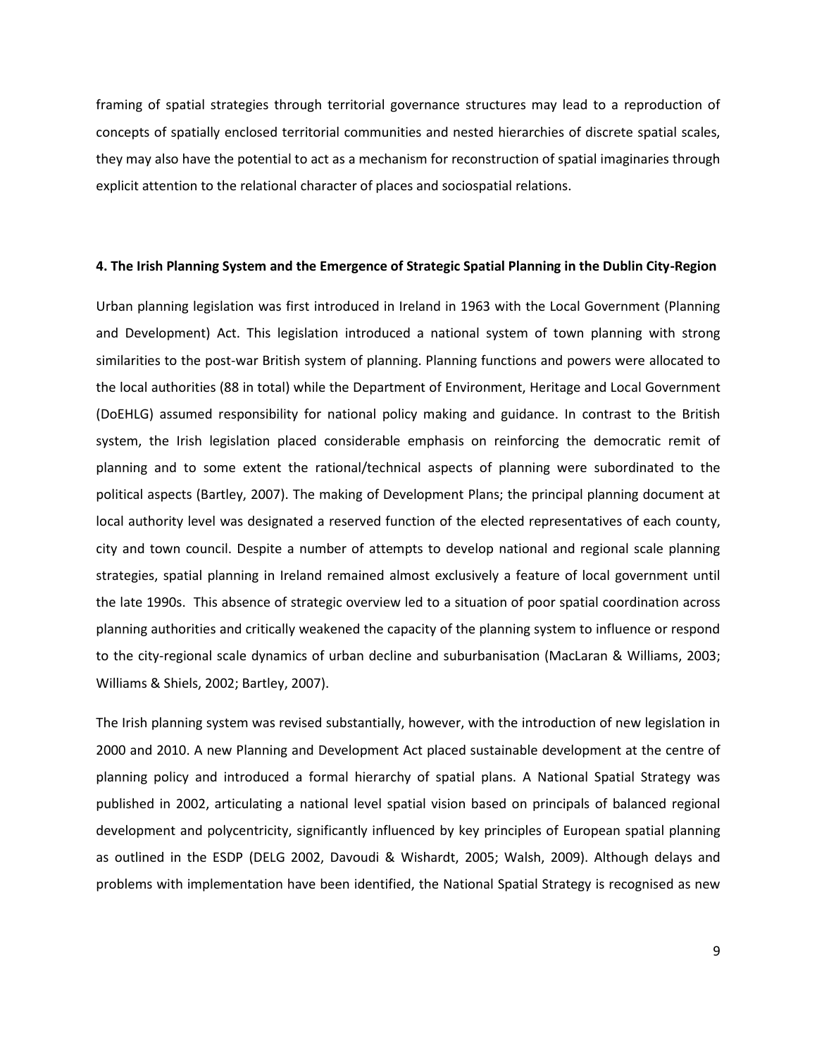framing of spatial strategies through territorial governance structures may lead to a reproduction of concepts of spatially enclosed territorial communities and nested hierarchies of discrete spatial scales, they may also have the potential to act as a mechanism for reconstruction of spatial imaginaries through explicit attention to the relational character of places and sociospatial relations.

#### 4. The Irish Planning System and the Emergence of Strategic Spatial Planning in the Dublin City-Region

Urban planning legislation was first introduced in Ireland in 1963 with the Local Government (Planning and Development) Act. This legislation introduced a national system of town planning with strong similarities to the post-war British system of planning. Planning functions and powers were allocated to the local authorities (88 in total) while the Department of Environment, Heritage and Local Government (DoEHLG) assumed responsibility for national policy making and guidance. In contrast to the British system, the Irish legislation placed considerable emphasis on reinforcing the democratic remit of planning and to some extent the rational/technical aspects of planning were subordinated to the political aspects (Bartley, 2007). The making of Development Plans; the principal planning document at local authority level was designated a reserved function of the elected representatives of each county, city and town council. Despite a number of attempts to develop national and regional scale planning strategies, spatial planning in Ireland remained almost exclusively a feature of local government until the late 1990s. This absence of strategic overview led to a situation of poor spatial coordination across planning authorities and critically weakened the capacity of the planning system to influence or respond to the city-regional scale dynamics of urban decline and suburbanisation (MacLaran & Williams, 2003; Williams & Shiels, 2002; Bartley, 2007).

The Irish planning system was revised substantially, however, with the introduction of new legislation in 2000 and 2010. A new Planning and Development Act placed sustainable development at the centre of planning policy and introduced a formal hierarchy of spatial plans. A National Spatial Strategy was published in 2002, articulating a national level spatial vision based on principals of balanced regional development and polycentricity, significantly influenced by key principles of European spatial planning as outlined in the ESDP (DELG 2002, Davoudi & Wishardt, 2005; Walsh, 2009). Although delays and problems with implementation have been identified, the National Spatial Strategy is recognised as new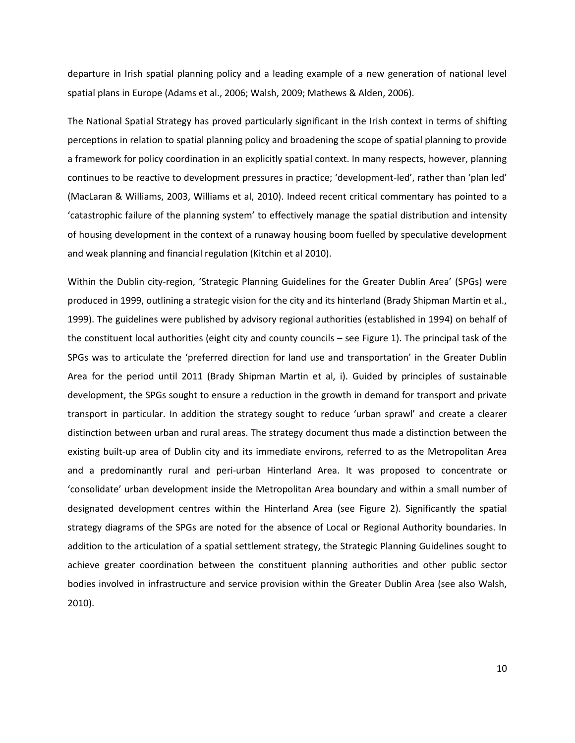departure in Irish spatial planning policy and a leading example of a new generation of national level spatial plans in Europe (Adams et al., 2006; Walsh, 2009; Mathews & Alden, 2006).

The National Spatial Strategy has proved particularly significant in the Irish context in terms of shifting perceptions in relation to spatial planning policy and broadening the scope of spatial planning to provide a framework for policy coordination in an explicitly spatial context. In many respects, however, planning continues to be reactive to development pressures in practice; 'development-led', rather than 'plan led' (MacLaran & Williams, 2003, Williams et al, 2010). Indeed recent critical commentary has pointed to a 'catastrophic failure of the planning system' to effectively manage the spatial distribution and intensity of housing development in the context of a runaway housing boom fuelled by speculative development and weak planning and financial regulation (Kitchin et al 2010).

Within the Dublin city-region, 'Strategic Planning Guidelines for the Greater Dublin Area' (SPGs) were produced in 1999, outlining a strategic vision for the city and its hinterland (Brady Shipman Martin et al., 1999). The guidelines were published by advisory regional authorities (established in 1994) on behalf of the constituent local authorities (eight city and county councils – see Figure 1). The principal task of the SPGs was to articulate the 'preferred direction for land use and transportation' in the Greater Dublin Area for the period until 2011 (Brady Shipman Martin et al, i). Guided by principles of sustainable development, the SPGs sought to ensure a reduction in the growth in demand for transport and private transport in particular. In addition the strategy sought to reduce 'urban sprawl' and create a clearer distinction between urban and rural areas. The strategy document thus made a distinction between the existing built-up area of Dublin city and its immediate environs, referred to as the Metropolitan Area and a predominantly rural and peri-urban Hinterland Area. It was proposed to concentrate or 'consolidate' urban development inside the Metropolitan Area boundary and within a small number of designated development centres within the Hinterland Area (see Figure 2). Significantly the spatial strategy diagrams of the SPGs are noted for the absence of Local or Regional Authority boundaries. In addition to the articulation of a spatial settlement strategy, the Strategic Planning Guidelines sought to achieve greater coordination between the constituent planning authorities and other public sector bodies involved in infrastructure and service provision within the Greater Dublin Area (see also Walsh, 2010).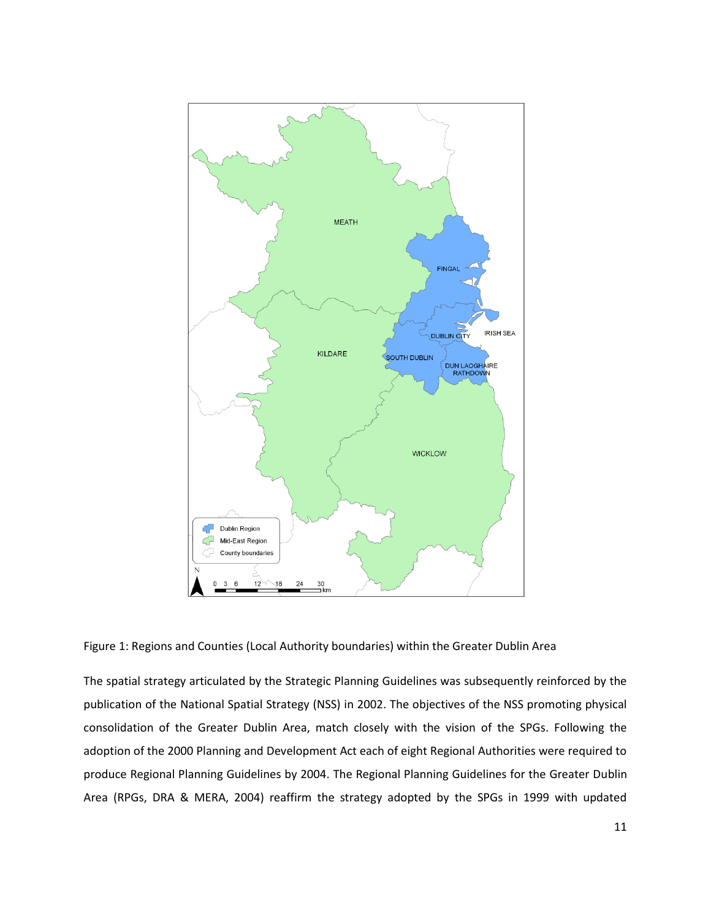Figure 1: Regions and Counties (Local Authority boundaries) within the Greater Dublin Area

The spatial strategy articulated by the Strategic Planning Guidelines was subsequently reinforced by the publication of the National Spatial Strategy (NSS) in 2002. The objectives of the NSS promoting physical consolidation of the Greater Dublin Area, match closely with the vision of the SPGs. Following the adoption of the 2000 Planning and Development Act each of eight Regional Authorities were required to produce Regional Planning Guidelines by 2004. The Regional Planning Guidelines for the Greater Dublin Area (RPGs, DRA & MERA, 2004) reaffirm the strategy adopted by the SPGs in 1999 with updated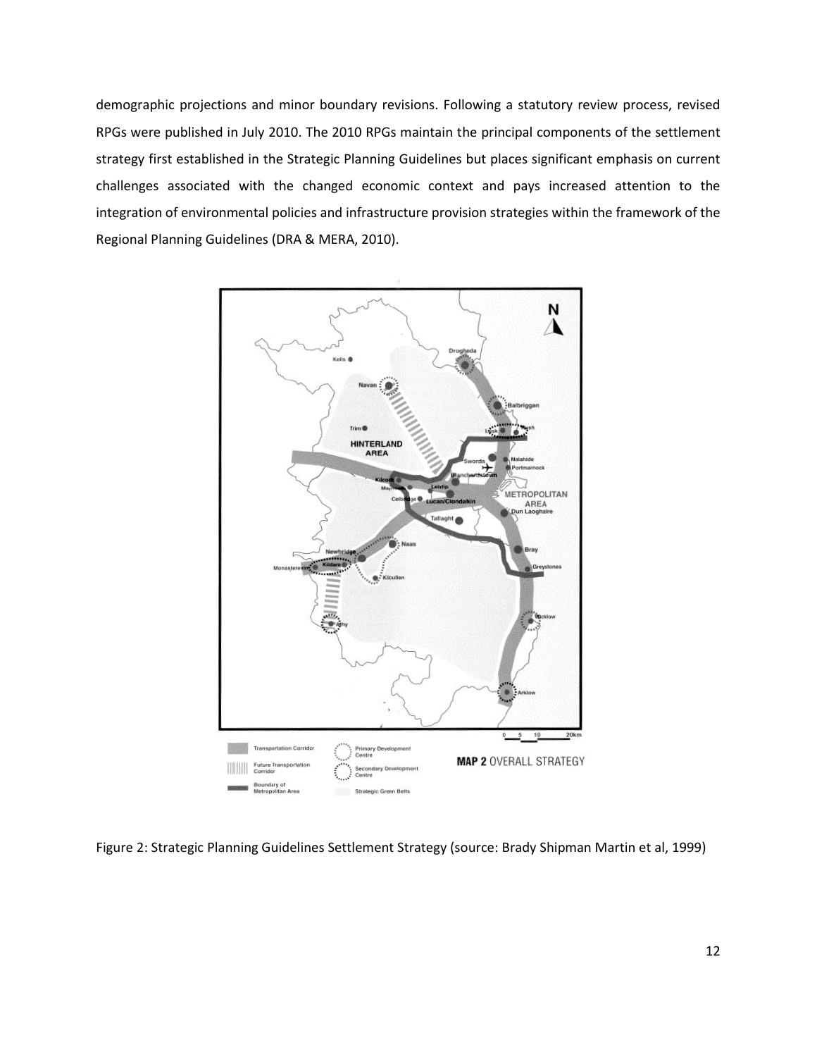demographic projections and minor boundary revisions. Following a statutory review process, revised RPGs were published in July 2010. The 2010 RPGs maintain the principal components of the settlement strategy first established in the Strategic Planning Guidelines but places significant emphasis on current challenges associated with the changed economic context and pays increased attention to the integration of environmental policies and infrastructure provision strategies within the framework of the Regional Planning Guidelines (DRA & MERA, 2010).

Figure 2: Strategic Planning Guidelines Settlement Strategy (source: Brady Shipman Martin et al, 1999)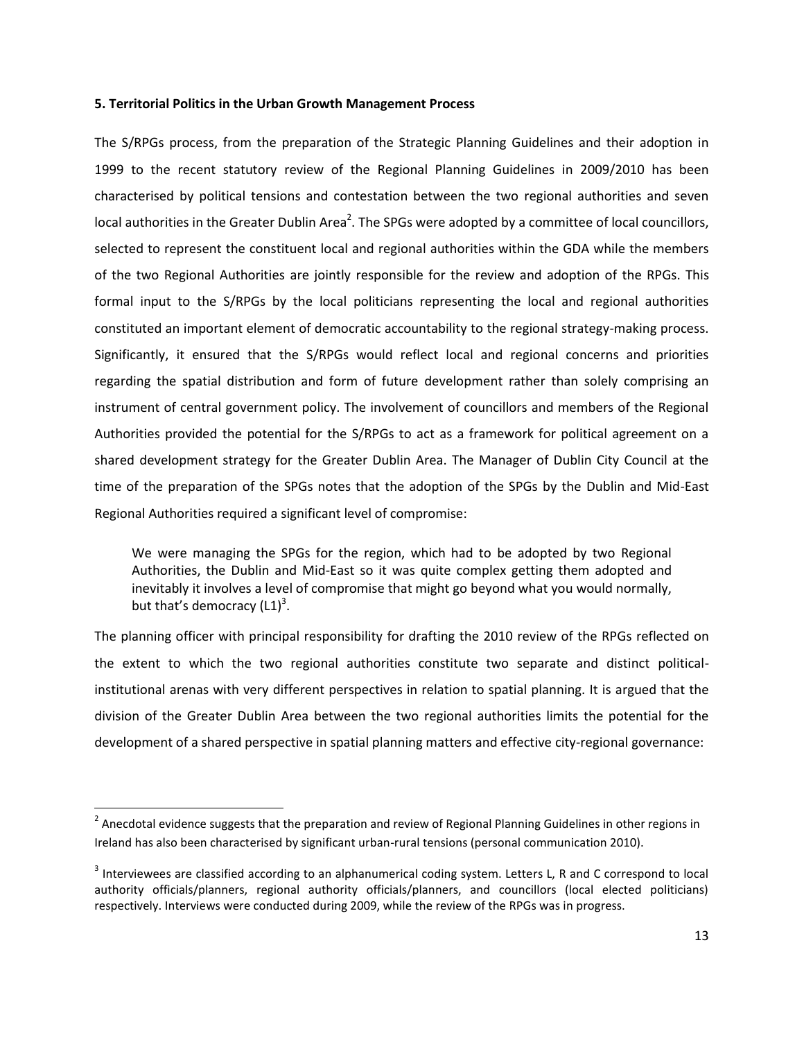### 5. Territorial Politics in the Urban Growth Management Process

The S/RPGs process, from the preparation of the Strategic Planning Guidelines and their adoption in 1999 to the recent statutory review of the Regional Planning Guidelines in 2009/2010 has been characterised by political tensions and contestation between the two regional authorities and seven local authorities in the Greater Dublin Area[2]. The SPGs were adopted by a committee of local councillors, selected to represent the constituent local and regional authorities within the GDA while the members of the two Regional Authorities are jointly responsible for the review and adoption of the RPGs. This formal input to the S/RPGs by the local politicians representing the local and regional authorities constituted an important element of democratic accountability to the regional strategy-making process. Significantly, it ensured that the S/RPGs would reflect local and regional concerns and priorities regarding the spatial distribution and form of future development rather than solely comprising an instrument of central government policy. The involvement of councillors and members of the Regional Authorities provided the potential for the S/RPGs to act as a framework for political agreement on a shared development strategy for the Greater Dublin Area. The Manager of Dublin City Council at the time of the preparation of the SPGs notes that the adoption of the SPGs by the Dublin and Mid-East Regional Authorities required a significant level of compromise:

> We were managing the SPGs for the region, which had to be adopted by two Regional Authorities, the Dublin and Mid-East so it was quite complex getting them adopted and inevitably it involves a level of compromise that might go beyond what you would normally, but that's democracy (L1)[3].

The planning officer with principal responsibility for drafting the 2010 review of the RPGs reflected on the extent to which the two regional authorities constitute two separate and distinct political-institutional arenas with very different perspectives in relation to spatial planning. It is argued that the division of the Greater Dublin Area between the two regional authorities limits the potential for the development of a shared perspective in spatial planning matters and effective city-regional governance:

---

[2] Anecdotal evidence suggests that the preparation and review of Regional Planning Guidelines in other regions in Ireland has also been characterised by significant urban-rural tensions (personal communication 2010).

[3] Interviewees are classified according to an alphanumerical coding system. Letters L, R and C correspond to local authority officials/planners, regional authority officials/planners, and councillors (local elected politicians) respectively. Interviews were conducted during 2009, while the review of the RPGs was in progress.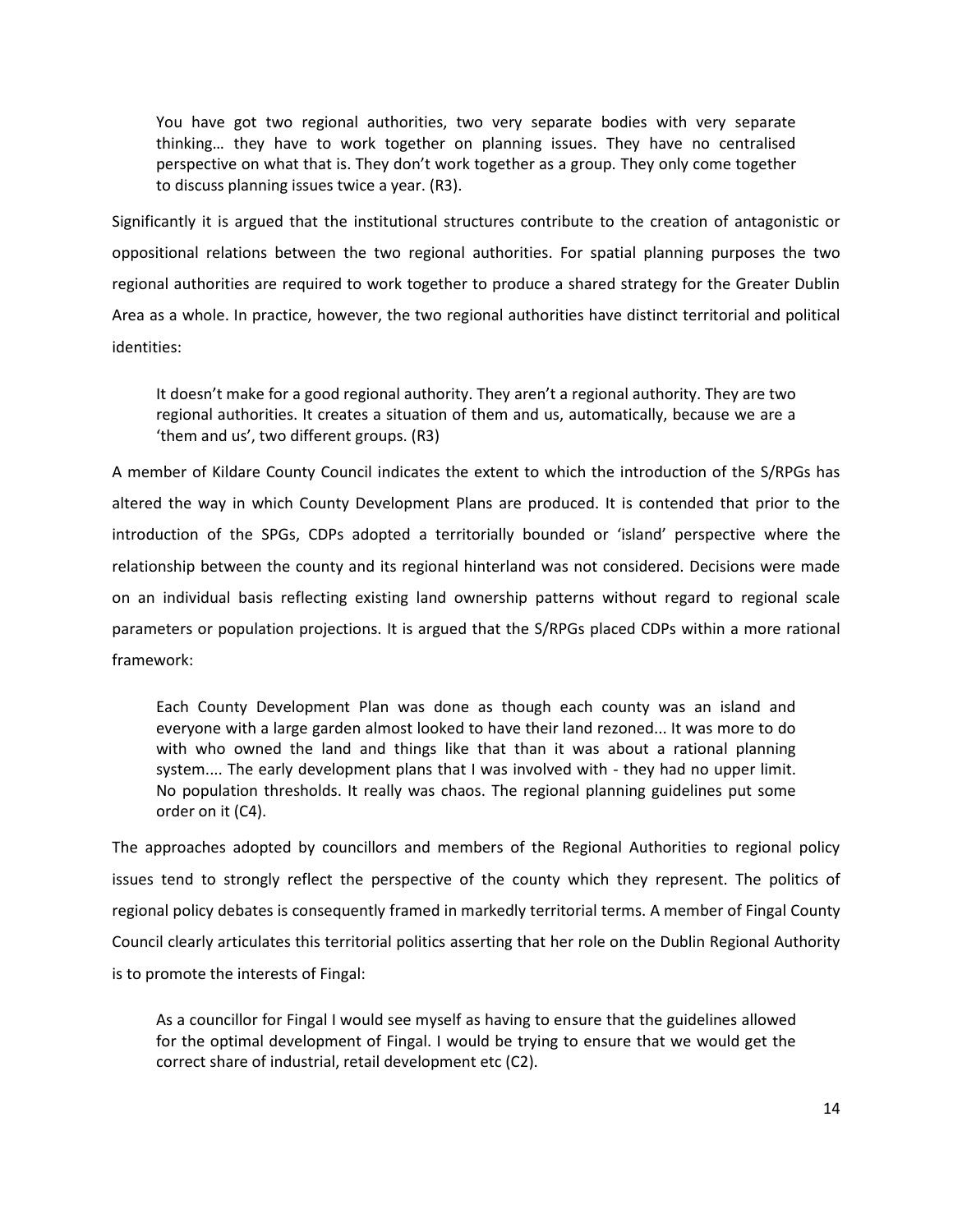> You have got two regional authorities, two very separate bodies with very separate thinking… they have to work together on planning issues. They have no centralised perspective on what that is. They don't work together as a group. They only come together to discuss planning issues twice a year. (R3).

Significantly it is argued that the institutional structures contribute to the creation of antagonistic or oppositional relations between the two regional authorities. For spatial planning purposes the two regional authorities are required to work together to produce a shared strategy for the Greater Dublin Area as a whole. In practice, however, the two regional authorities have distinct territorial and political identities:

> It doesn't make for a good regional authority. They aren't a regional authority. They are two regional authorities. It creates a situation of them and us, automatically, because we are a 'them and us', two different groups. (R3)

A member of Kildare County Council indicates the extent to which the introduction of the S/RPGs has altered the way in which County Development Plans are produced. It is contended that prior to the introduction of the SPGs, CDPs adopted a territorially bounded or 'island' perspective where the relationship between the county and its regional hinterland was not considered. Decisions were made on an individual basis reflecting existing land ownership patterns without regard to regional scale parameters or population projections. It is argued that the S/RPGs placed CDPs within a more rational framework:

> Each County Development Plan was done as though each county was an island and everyone with a large garden almost looked to have their land rezoned... It was more to do with who owned the land and things like that than it was about a rational planning system.... The early development plans that I was involved with - they had no upper limit. No population thresholds. It really was chaos. The regional planning guidelines put some order on it (C4).

The approaches adopted by councillors and members of the Regional Authorities to regional policy issues tend to strongly reflect the perspective of the county which they represent. The politics of regional policy debates is consequently framed in markedly territorial terms. A member of Fingal County Council clearly articulates this territorial politics asserting that her role on the Dublin Regional Authority is to promote the interests of Fingal:

> As a councillor for Fingal I would see myself as having to ensure that the guidelines allowed for the optimal development of Fingal. I would be trying to ensure that we would get the correct share of industrial, retail development etc (C2).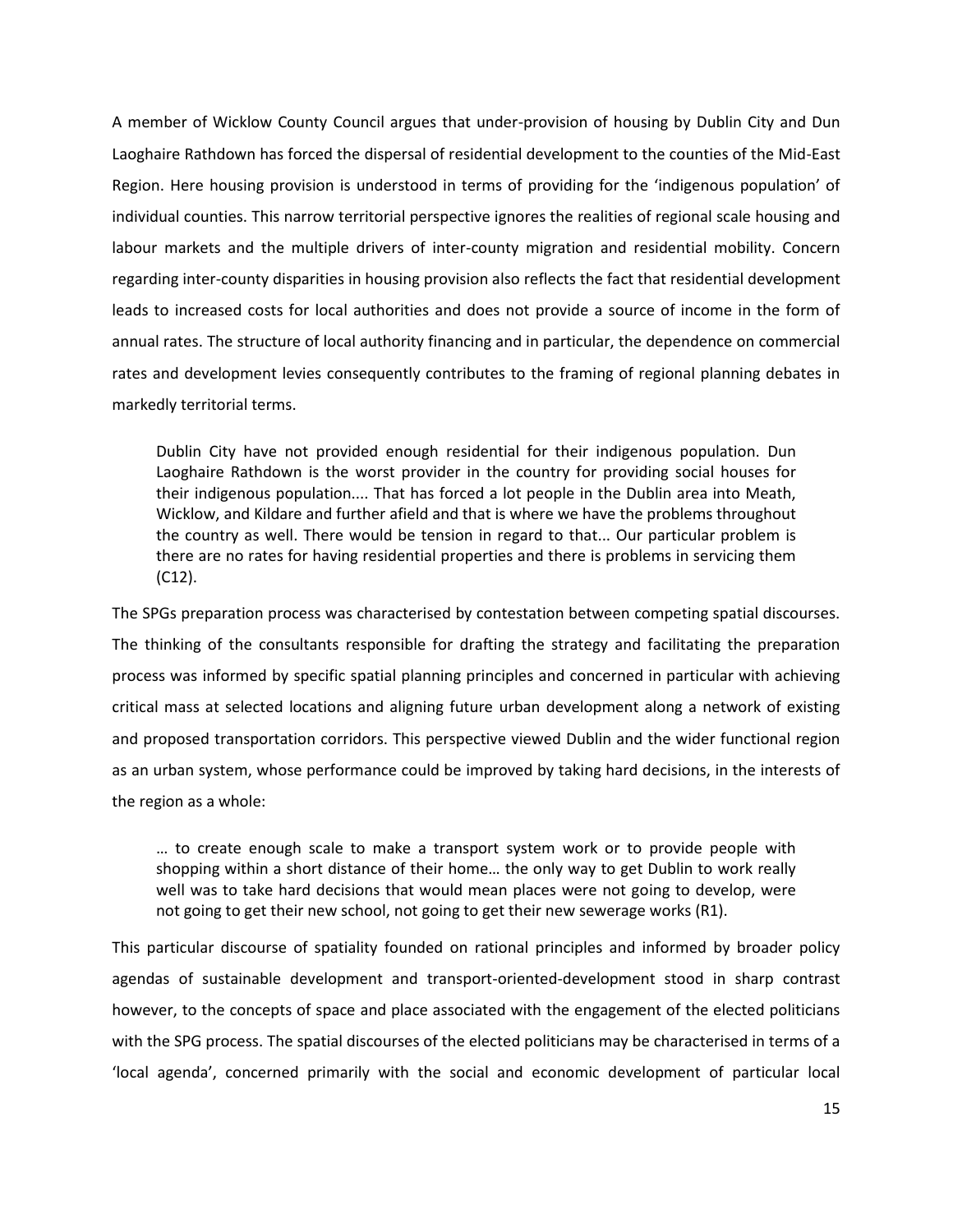A member of Wicklow County Council argues that under-provision of housing by Dublin City and Dun Laoghaire Rathdown has forced the dispersal of residential development to the counties of the Mid-East Region. Here housing provision is understood in terms of providing for the 'indigenous population' of individual counties. This narrow territorial perspective ignores the realities of regional scale housing and labour markets and the multiple drivers of inter-county migration and residential mobility. Concern regarding inter-county disparities in housing provision also reflects the fact that residential development leads to increased costs for local authorities and does not provide a source of income in the form of annual rates. The structure of local authority financing and in particular, the dependence on commercial rates and development levies consequently contributes to the framing of regional planning debates in markedly territorial terms.

> Dublin City have not provided enough residential for their indigenous population. Dun Laoghaire Rathdown is the worst provider in the country for providing social houses for their indigenous population.... That has forced a lot people in the Dublin area into Meath, Wicklow, and Kildare and further afield and that is where we have the problems throughout the country as well. There would be tension in regard to that... Our particular problem is there are no rates for having residential properties and there is problems in servicing them (C12).

The SPGs preparation process was characterised by contestation between competing spatial discourses. The thinking of the consultants responsible for drafting the strategy and facilitating the preparation process was informed by specific spatial planning principles and concerned in particular with achieving critical mass at selected locations and aligning future urban development along a network of existing and proposed transportation corridors. This perspective viewed Dublin and the wider functional region as an urban system, whose performance could be improved by taking hard decisions, in the interests of the region as a whole:

> … to create enough scale to make a transport system work or to provide people with shopping within a short distance of their home… the only way to get Dublin to work really well was to take hard decisions that would mean places were not going to develop, were not going to get their new school, not going to get their new sewerage works (R1).

This particular discourse of spatiality founded on rational principles and informed by broader policy agendas of sustainable development and transport-oriented-development stood in sharp contrast however, to the concepts of space and place associated with the engagement of the elected politicians with the SPG process. The spatial discourses of the elected politicians may be characterised in terms of a 'local agenda', concerned primarily with the social and economic development of particular local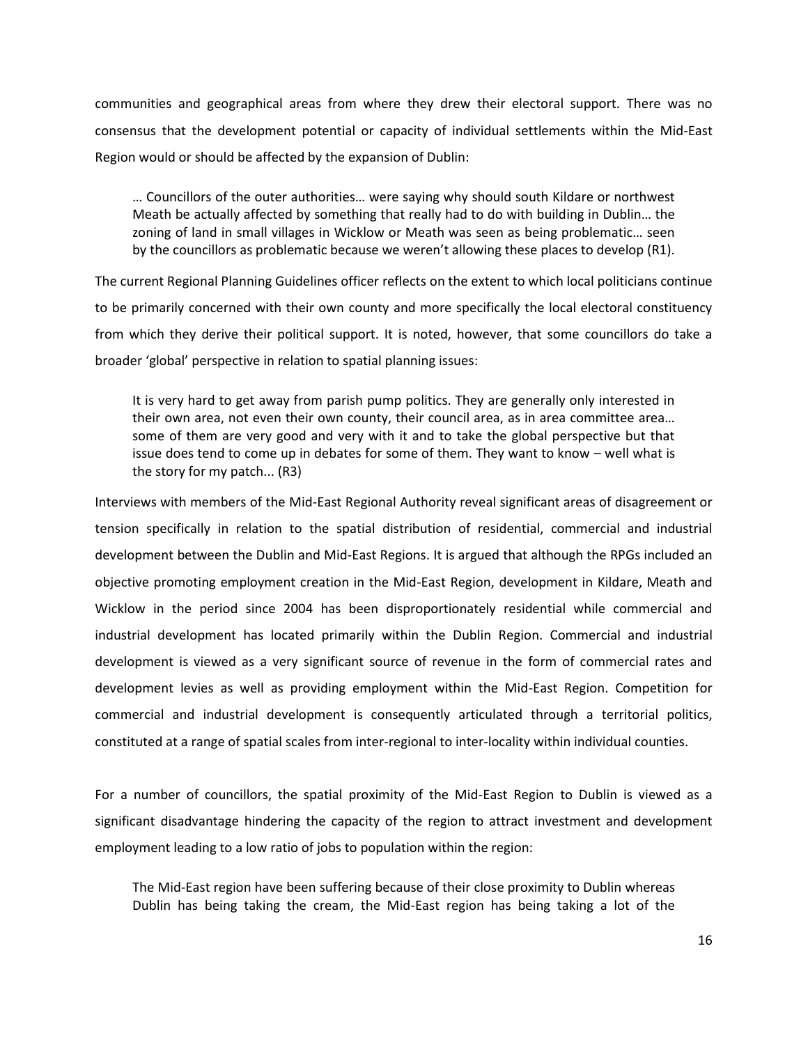communities and geographical areas from where they drew their electoral support. There was no consensus that the development potential or capacity of individual settlements within the Mid-East Region would or should be affected by the expansion of Dublin:

> … Councillors of the outer authorities… were saying why should south Kildare or northwest Meath be actually affected by something that really had to do with building in Dublin… the zoning of land in small villages in Wicklow or Meath was seen as being problematic… seen by the councillors as problematic because we weren't allowing these places to develop (R1).

The current Regional Planning Guidelines officer reflects on the extent to which local politicians continue to be primarily concerned with their own county and more specifically the local electoral constituency from which they derive their political support. It is noted, however, that some councillors do take a broader 'global' perspective in relation to spatial planning issues:

> It is very hard to get away from parish pump politics. They are generally only interested in their own area, not even their own county, their council area, as in area committee area… some of them are very good and very with it and to take the global perspective but that issue does tend to come up in debates for some of them. They want to know – well what is the story for my patch... (R3)

Interviews with members of the Mid-East Regional Authority reveal significant areas of disagreement or tension specifically in relation to the spatial distribution of residential, commercial and industrial development between the Dublin and Mid-East Regions. It is argued that although the RPGs included an objective promoting employment creation in the Mid-East Region, development in Kildare, Meath and Wicklow in the period since 2004 has been disproportionately residential while commercial and industrial development has located primarily within the Dublin Region. Commercial and industrial development is viewed as a very significant source of revenue in the form of commercial rates and development levies as well as providing employment within the Mid-East Region. Competition for commercial and industrial development is consequently articulated through a territorial politics, constituted at a range of spatial scales from inter-regional to inter-locality within individual counties.

For a number of councillors, the spatial proximity of the Mid-East Region to Dublin is viewed as a significant disadvantage hindering the capacity of the region to attract investment and development employment leading to a low ratio of jobs to population within the region:

> The Mid-East region have been suffering because of their close proximity to Dublin whereas Dublin has being taking the cream, the Mid-East region has being taking a lot of the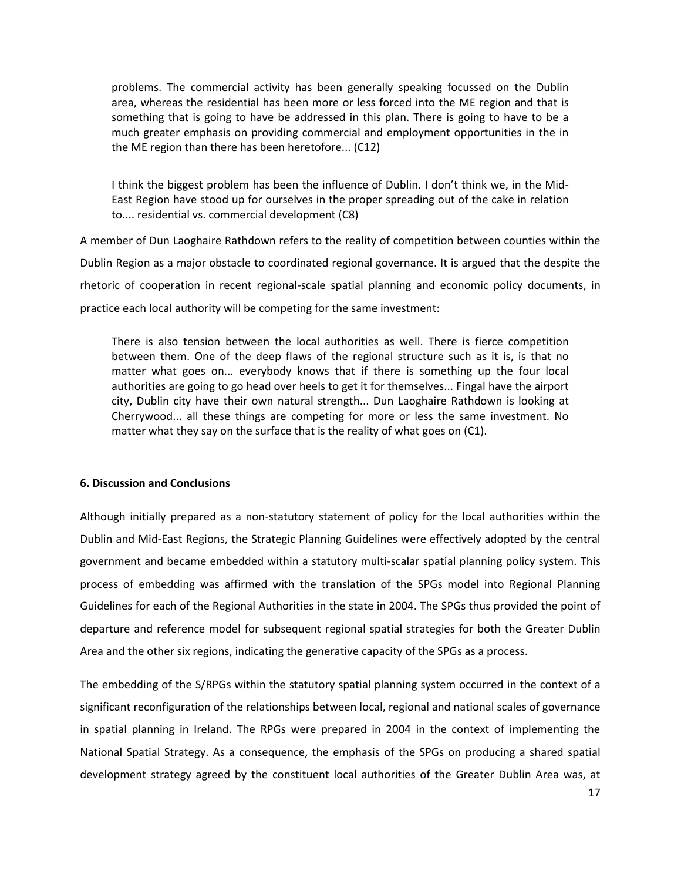> problems. The commercial activity has been generally speaking focussed on the Dublin area, whereas the residential has been more or less forced into the ME region and that is something that is going to have be addressed in this plan. There is going to have to be a much greater emphasis on providing commercial and employment opportunities in the in the ME region than there has been heretofore... (C12)

> I think the biggest problem has been the influence of Dublin. I don't think we, in the Mid-East Region have stood up for ourselves in the proper spreading out of the cake in relation to.... residential vs. commercial development (C8)

A member of Dun Laoghaire Rathdown refers to the reality of competition between counties within the Dublin Region as a major obstacle to coordinated regional governance. It is argued that the despite the rhetoric of cooperation in recent regional-scale spatial planning and economic policy documents, in practice each local authority will be competing for the same investment:

> There is also tension between the local authorities as well. There is fierce competition between them. One of the deep flaws of the regional structure such as it is, is that no matter what goes on... everybody knows that if there is something up the four local authorities are going to go head over heels to get it for themselves... Fingal have the airport city, Dublin city have their own natural strength... Dun Laoghaire Rathdown is looking at Cherrywood... all these things are competing for more or less the same investment. No matter what they say on the surface that is the reality of what goes on (C1).

**6. Discussion and Conclusions**

Although initially prepared as a non-statutory statement of policy for the local authorities within the Dublin and Mid-East Regions, the Strategic Planning Guidelines were effectively adopted by the central government and became embedded within a statutory multi-scalar spatial planning policy system. This process of embedding was affirmed with the translation of the SPGs model into Regional Planning Guidelines for each of the Regional Authorities in the state in 2004. The SPGs thus provided the point of departure and reference model for subsequent regional spatial strategies for both the Greater Dublin Area and the other six regions, indicating the generative capacity of the SPGs as a process.

The embedding of the S/RPGs within the statutory spatial planning system occurred in the context of a significant reconfiguration of the relationships between local, regional and national scales of governance in spatial planning in Ireland. The RPGs were prepared in 2004 in the context of implementing the National Spatial Strategy. As a consequence, the emphasis of the SPGs on producing a shared spatial development strategy agreed by the constituent local authorities of the Greater Dublin Area was, at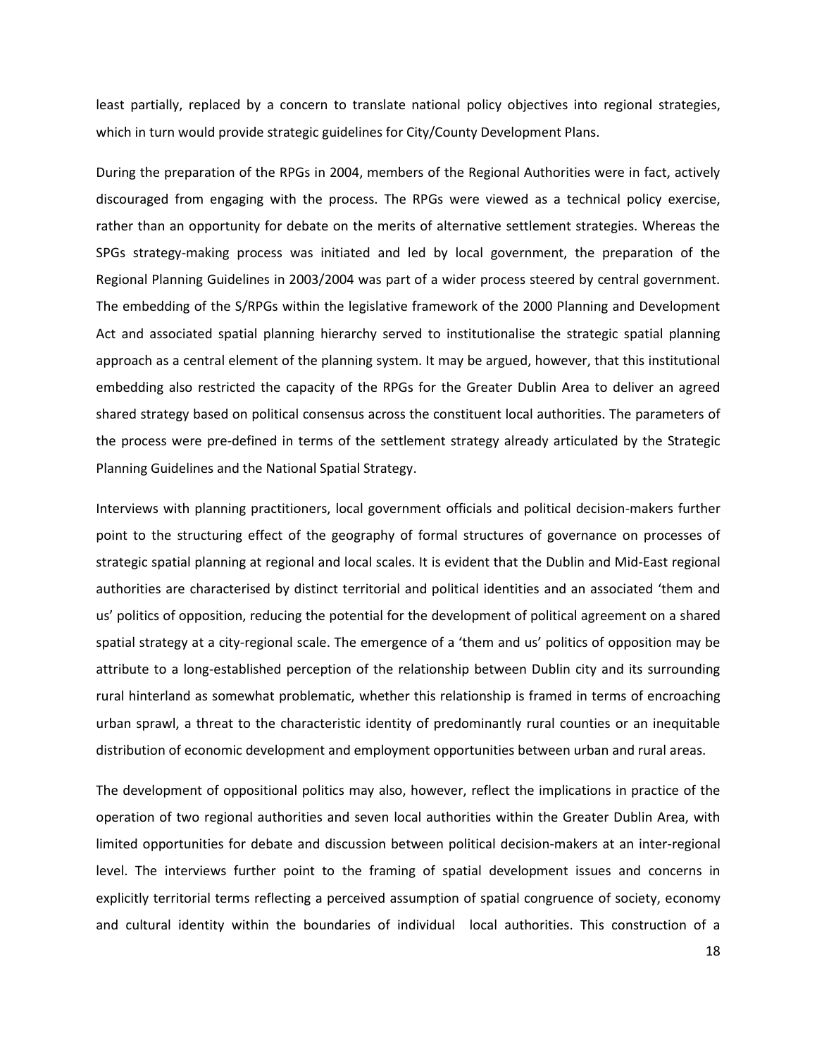least partially, replaced by a concern to translate national policy objectives into regional strategies, which in turn would provide strategic guidelines for City/County Development Plans.

During the preparation of the RPGs in 2004, members of the Regional Authorities were in fact, actively discouraged from engaging with the process. The RPGs were viewed as a technical policy exercise, rather than an opportunity for debate on the merits of alternative settlement strategies. Whereas the SPGs strategy-making process was initiated and led by local government, the preparation of the Regional Planning Guidelines in 2003/2004 was part of a wider process steered by central government. The embedding of the S/RPGs within the legislative framework of the 2000 Planning and Development Act and associated spatial planning hierarchy served to institutionalise the strategic spatial planning approach as a central element of the planning system. It may be argued, however, that this institutional embedding also restricted the capacity of the RPGs for the Greater Dublin Area to deliver an agreed shared strategy based on political consensus across the constituent local authorities. The parameters of the process were pre-defined in terms of the settlement strategy already articulated by the Strategic Planning Guidelines and the National Spatial Strategy.

Interviews with planning practitioners, local government officials and political decision-makers further point to the structuring effect of the geography of formal structures of governance on processes of strategic spatial planning at regional and local scales. It is evident that the Dublin and Mid-East regional authorities are characterised by distinct territorial and political identities and an associated 'them and us' politics of opposition, reducing the potential for the development of political agreement on a shared spatial strategy at a city-regional scale. The emergence of a 'them and us' politics of opposition may be attribute to a long-established perception of the relationship between Dublin city and its surrounding rural hinterland as somewhat problematic, whether this relationship is framed in terms of encroaching urban sprawl, a threat to the characteristic identity of predominantly rural counties or an inequitable distribution of economic development and employment opportunities between urban and rural areas.

The development of oppositional politics may also, however, reflect the implications in practice of the operation of two regional authorities and seven local authorities within the Greater Dublin Area, with limited opportunities for debate and discussion between political decision-makers at an inter-regional level. The interviews further point to the framing of spatial development issues and concerns in explicitly territorial terms reflecting a perceived assumption of spatial congruence of society, economy and cultural identity within the boundaries of individual local authorities. This construction of a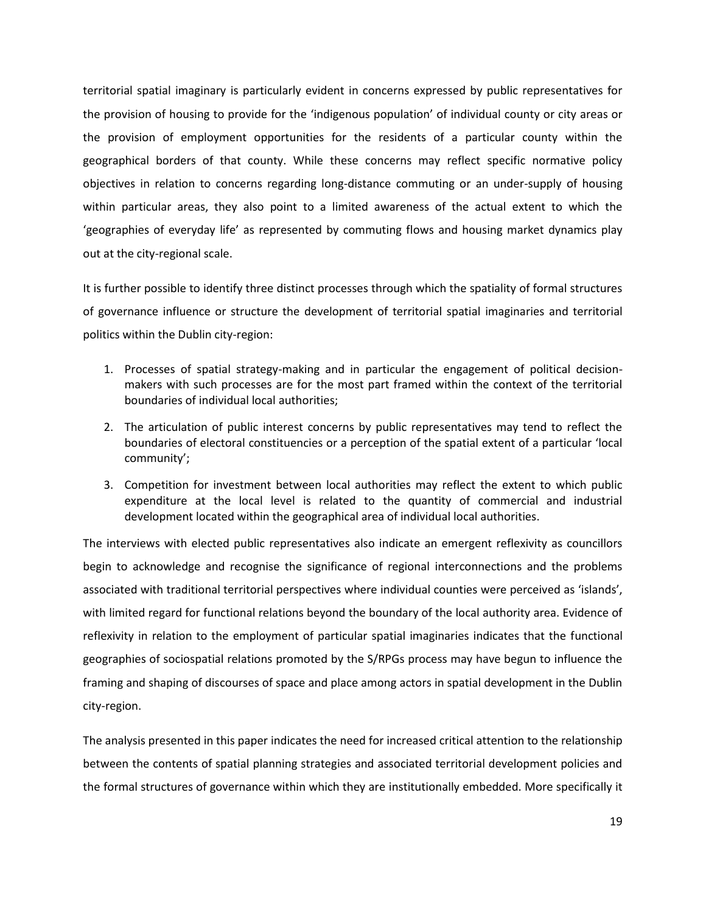territorial spatial imaginary is particularly evident in concerns expressed by public representatives for the provision of housing to provide for the 'indigenous population' of individual county or city areas or the provision of employment opportunities for the residents of a particular county within the geographical borders of that county. While these concerns may reflect specific normative policy objectives in relation to concerns regarding long-distance commuting or an under-supply of housing within particular areas, they also point to a limited awareness of the actual extent to which the 'geographies of everyday life' as represented by commuting flows and housing market dynamics play out at the city-regional scale.

It is further possible to identify three distinct processes through which the spatiality of formal structures of governance influence or structure the development of territorial spatial imaginaries and territorial politics within the Dublin city-region:

1. Processes of spatial strategy-making and in particular the engagement of political decision-makers with such processes are for the most part framed within the context of the territorial boundaries of individual local authorities;
2. The articulation of public interest concerns by public representatives may tend to reflect the boundaries of electoral constituencies or a perception of the spatial extent of a particular 'local community';
3. Competition for investment between local authorities may reflect the extent to which public expenditure at the local level is related to the quantity of commercial and industrial development located within the geographical area of individual local authorities.

The interviews with elected public representatives also indicate an emergent reflexivity as councillors begin to acknowledge and recognise the significance of regional interconnections and the problems associated with traditional territorial perspectives where individual counties were perceived as 'islands', with limited regard for functional relations beyond the boundary of the local authority area. Evidence of reflexivity in relation to the employment of particular spatial imaginaries indicates that the functional geographies of sociospatial relations promoted by the S/RPGs process may have begun to influence the framing and shaping of discourses of space and place among actors in spatial development in the Dublin city-region.

The analysis presented in this paper indicates the need for increased critical attention to the relationship between the contents of spatial planning strategies and associated territorial development policies and the formal structures of governance within which they are institutionally embedded. More specifically it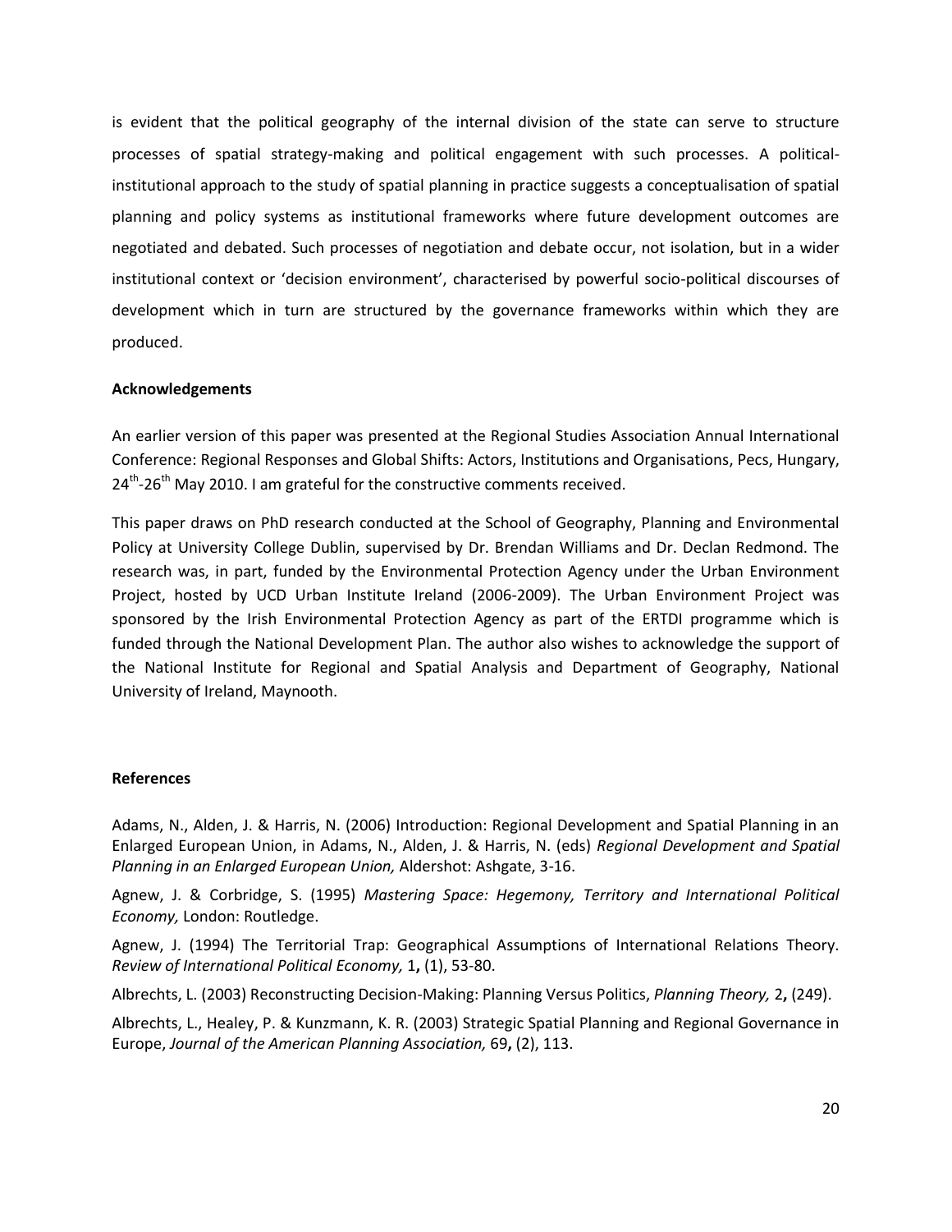is evident that the political geography of the internal division of the state can serve to structure processes of spatial strategy-making and political engagement with such processes. A political-institutional approach to the study of spatial planning in practice suggests a conceptualisation of spatial planning and policy systems as institutional frameworks where future development outcomes are negotiated and debated. Such processes of negotiation and debate occur, not isolation, but in a wider institutional context or 'decision environment', characterised by powerful socio-political discourses of development which in turn are structured by the governance frameworks within which they are produced.

**Acknowledgements**

An earlier version of this paper was presented at the Regional Studies Association Annual International Conference: Regional Responses and Global Shifts: Actors, Institutions and Organisations, Pecs, Hungary, 24th-26th May 2010. I am grateful for the constructive comments received.

This paper draws on PhD research conducted at the School of Geography, Planning and Environmental Policy at University College Dublin, supervised by Dr. Brendan Williams and Dr. Declan Redmond. The research was, in part, funded by the Environmental Protection Agency under the Urban Environment Project, hosted by UCD Urban Institute Ireland (2006-2009). The Urban Environment Project was sponsored by the Irish Environmental Protection Agency as part of the ERTDI programme which is funded through the National Development Plan. The author also wishes to acknowledge the support of the National Institute for Regional and Spatial Analysis and Department of Geography, National University of Ireland, Maynooth.

**References**

Adams, N., Alden, J. & Harris, N. (2006) Introduction: Regional Development and Spatial Planning in an Enlarged European Union, in Adams, N., Alden, J. & Harris, N. (eds) *Regional Development and Spatial Planning in an Enlarged European Union,* Aldershot: Ashgate, 3-16.

Agnew, J. & Corbridge, S. (1995) *Mastering Space: Hegemony, Territory and International Political Economy,* London: Routledge.

Agnew, J. (1994) The Territorial Trap: Geographical Assumptions of International Relations Theory. *Review of International Political Economy,* 1**,** (1), 53-80.

Albrechts, L. (2003) Reconstructing Decision-Making: Planning Versus Politics, *Planning Theory,* 2**,** (249).

Albrechts, L., Healey, P. & Kunzmann, K. R. (2003) Strategic Spatial Planning and Regional Governance in Europe, *Journal of the American Planning Association,* 69**,** (2), 113.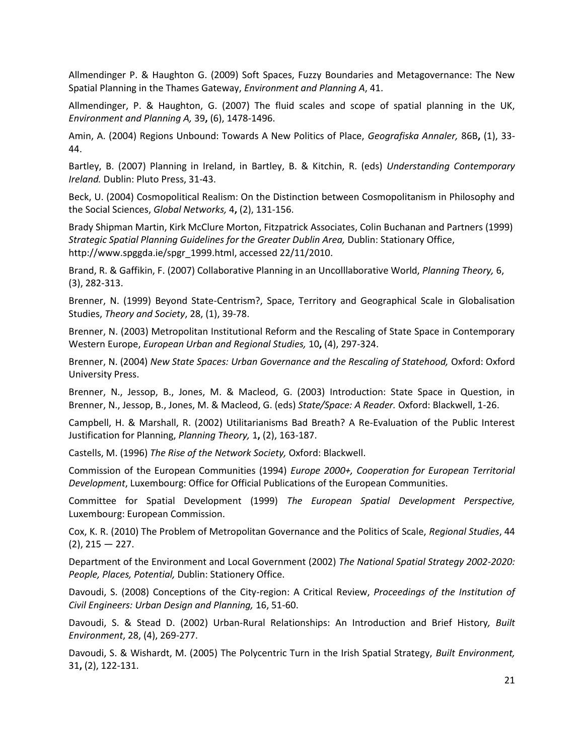Allmendinger P. & Haughton G. (2009) Soft Spaces, Fuzzy Boundaries and Metagovernance: The New Spatial Planning in the Thames Gateway, *Environment and Planning A*, 41.

Allmendinger, P. & Haughton, G. (2007) The fluid scales and scope of spatial planning in the UK, *Environment and Planning A,* 39**,** (6), 1478-1496.

Amin, A. (2004) Regions Unbound: Towards A New Politics of Place, *Geografiska Annaler,* 86B**,** (1), 33-44.

Bartley, B. (2007) Planning in Ireland, in Bartley, B. & Kitchin, R. (eds) *Understanding Contemporary Ireland.* Dublin: Pluto Press, 31-43.

Beck, U. (2004) Cosmopolitical Realism: On the Distinction between Cosmopolitanism in Philosophy and the Social Sciences, *Global Networks,* 4**,** (2), 131-156.

Brady Shipman Martin, Kirk McClure Morton, Fitzpatrick Associates, Colin Buchanan and Partners (1999) *Strategic Spatial Planning Guidelines for the Greater Dublin Area,* Dublin: Stationary Office, http://www.spggda.ie/spgr_1999.html, accessed 22/11/2010.

Brand, R. & Gaffikin, F. (2007) Collaborative Planning in an Uncolllaborative World, *Planning Theory,* 6, (3), 282-313.

Brenner, N. (1999) Beyond State-Centrism?, Space, Territory and Geographical Scale in Globalisation Studies, *Theory and Society*, 28, (1), 39-78.

Brenner, N. (2003) Metropolitan Institutional Reform and the Rescaling of State Space in Contemporary Western Europe, *European Urban and Regional Studies,* 10**,** (4), 297-324.

Brenner, N. (2004) *New State Spaces: Urban Governance and the Rescaling of Statehood,* Oxford: Oxford University Press.

Brenner, N., Jessop, B., Jones, M. & Macleod, G. (2003) Introduction: State Space in Question, in Brenner, N., Jessop, B., Jones, M. & Macleod, G. (eds) *State/Space: A Reader.* Oxford: Blackwell, 1-26.

Campbell, H. & Marshall, R. (2002) Utilitarianisms Bad Breath? A Re-Evaluation of the Public Interest Justification for Planning, *Planning Theory,* 1**,** (2), 163-187.

Castells, M. (1996) *The Rise of the Network Society,* Oxford: Blackwell.

Commission of the European Communities (1994) *Europe 2000+, Cooperation for European Territorial Development*, Luxembourg: Office for Official Publications of the European Communities.

Committee for Spatial Development (1999) *The European Spatial Development Perspective,* Luxembourg: European Commission.

Cox, K. R. (2010) The Problem of Metropolitan Governance and the Politics of Scale, *Regional Studies*, 44 (2), 215 — 227.

Department of the Environment and Local Government (2002) *The National Spatial Strategy 2002-2020: People, Places, Potential,* Dublin: Stationery Office.

Davoudi, S. (2008) Conceptions of the City-region: A Critical Review, *Proceedings of the Institution of Civil Engineers: Urban Design and Planning,* 16, 51-60.

Davoudi, S. & Stead D. (2002) Urban-Rural Relationships: An Introduction and Brief History*, Built Environment*, 28, (4), 269-277.

Davoudi, S. & Wishardt, M. (2005) The Polycentric Turn in the Irish Spatial Strategy, *Built Environment,* 31**,** (2), 122-131.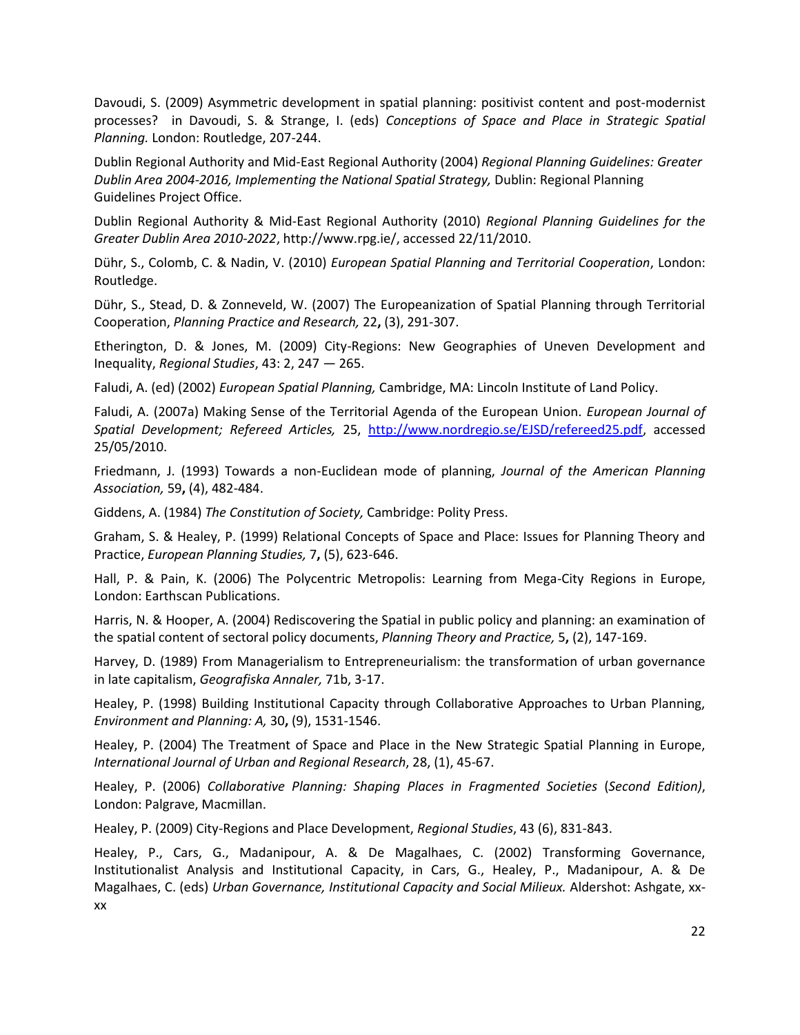Davoudi, S. (2009) Asymmetric development in spatial planning: positivist content and post-modernist processes? in Davoudi, S. & Strange, I. (eds) *Conceptions of Space and Place in Strategic Spatial Planning.* London: Routledge, 207-244.

Dublin Regional Authority and Mid-East Regional Authority (2004) *Regional Planning Guidelines: Greater Dublin Area 2004-2016, Implementing the National Spatial Strategy,* Dublin: Regional Planning Guidelines Project Office.

Dublin Regional Authority & Mid-East Regional Authority (2010) *Regional Planning Guidelines for the Greater Dublin Area 2010-2022*, http://www.rpg.ie/, accessed 22/11/2010.

Dühr, S., Colomb, C. & Nadin, V. (2010) *European Spatial Planning and Territorial Cooperation*, London: Routledge.

Dühr, S., Stead, D. & Zonneveld, W. (2007) The Europeanization of Spatial Planning through Territorial Cooperation, *Planning Practice and Research,* 22**,** (3), 291-307.

Etherington, D. & Jones, M. (2009) City-Regions: New Geographies of Uneven Development and Inequality, *Regional Studies*, 43: 2, 247 — 265.

Faludi, A. (ed) (2002) *European Spatial Planning,* Cambridge, MA: Lincoln Institute of Land Policy.

Faludi, A. (2007a) Making Sense of the Territorial Agenda of the European Union. *European Journal of Spatial Development; Refereed Articles,* 25, http://www.nordregio.se/EJSD/refereed25.pdf, accessed 25/05/2010.

Friedmann, J. (1993) Towards a non-Euclidean mode of planning, *Journal of the American Planning Association,* 59**,** (4), 482-484.

Giddens, A. (1984) *The Constitution of Society,* Cambridge: Polity Press.

Graham, S. & Healey, P. (1999) Relational Concepts of Space and Place: Issues for Planning Theory and Practice, *European Planning Studies,* 7**,** (5), 623-646.

Hall, P. & Pain, K. (2006) The Polycentric Metropolis: Learning from Mega-City Regions in Europe, London: Earthscan Publications.

Harris, N. & Hooper, A. (2004) Rediscovering the Spatial in public policy and planning: an examination of the spatial content of sectoral policy documents, *Planning Theory and Practice,* 5**,** (2), 147-169.

Harvey, D. (1989) From Managerialism to Entrepreneurialism: the transformation of urban governance in late capitalism, *Geografiska Annaler,* 71b, 3-17.

Healey, P. (1998) Building Institutional Capacity through Collaborative Approaches to Urban Planning, *Environment and Planning: A,* 30**,** (9), 1531-1546.

Healey, P. (2004) The Treatment of Space and Place in the New Strategic Spatial Planning in Europe, *International Journal of Urban and Regional Research*, 28, (1), 45-67.

Healey, P. (2006) *Collaborative Planning: Shaping Places in Fragmented Societies* (*Second Edition)*, London: Palgrave, Macmillan.

Healey, P. (2009) City-Regions and Place Development, *Regional Studies*, 43 (6), 831-843.

Healey, P., Cars, G., Madanipour, A. & De Magalhaes, C. (2002) Transforming Governance, Institutionalist Analysis and Institutional Capacity, in Cars, G., Healey, P., Madanipour, A. & De Magalhaes, C. (eds) *Urban Governance, Institutional Capacity and Social Milieux.* Aldershot: Ashgate, xx-xx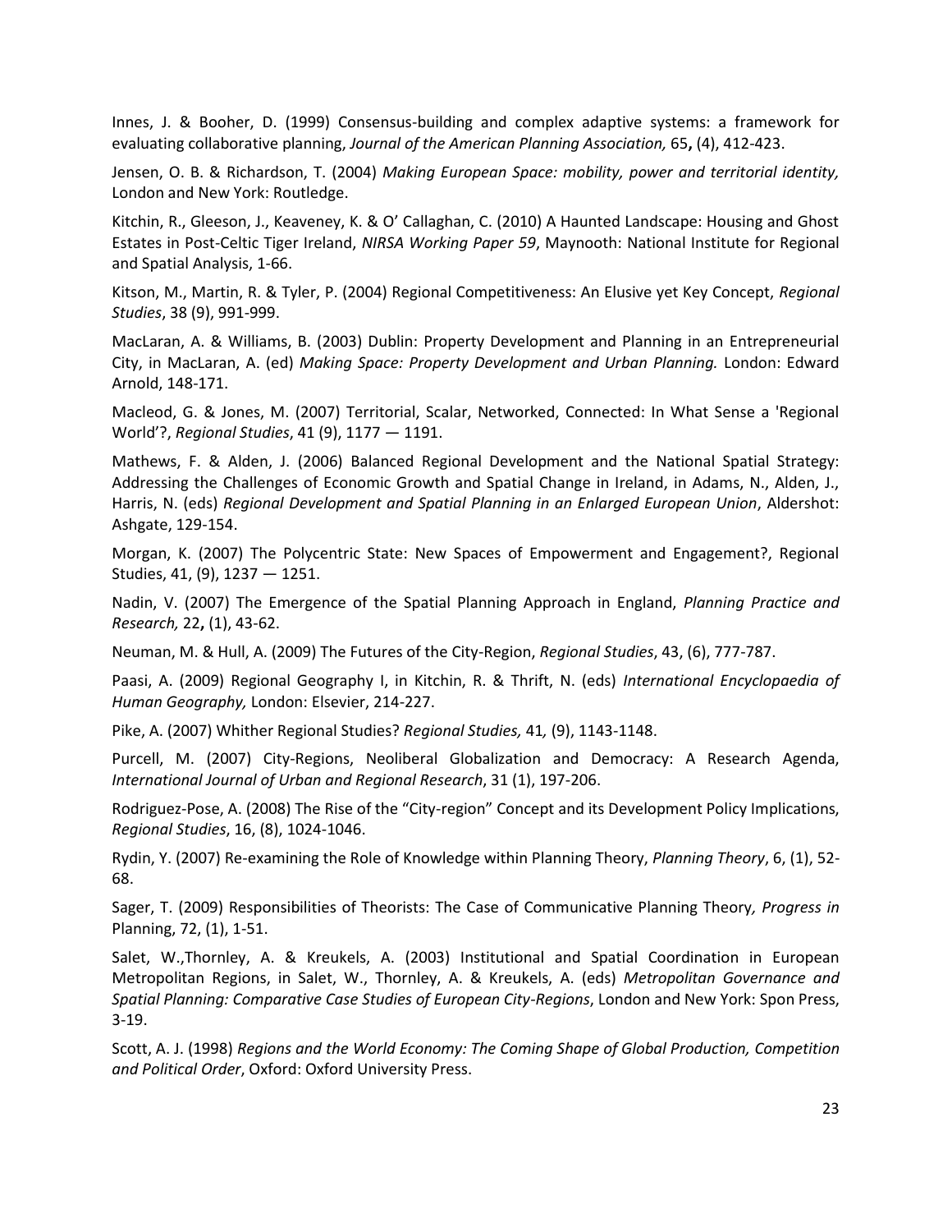Innes, J. & Booher, D. (1999) Consensus-building and complex adaptive systems: a framework for evaluating collaborative planning, *Journal of the American Planning Association,* 65**,** (4), 412-423.

Jensen, O. B. & Richardson, T. (2004) *Making European Space: mobility, power and territorial identity,* London and New York: Routledge.

Kitchin, R., Gleeson, J., Keaveney, K. & O' Callaghan, C. (2010) A Haunted Landscape: Housing and Ghost Estates in Post-Celtic Tiger Ireland, *NIRSA Working Paper 59*, Maynooth: National Institute for Regional and Spatial Analysis, 1-66.

Kitson, M., Martin, R. & Tyler, P. (2004) Regional Competitiveness: An Elusive yet Key Concept, *Regional Studies*, 38 (9), 991-999.

MacLaran, A. & Williams, B. (2003) Dublin: Property Development and Planning in an Entrepreneurial City, in MacLaran, A. (ed) *Making Space: Property Development and Urban Planning.* London: Edward Arnold, 148-171.

Macleod, G. & Jones, M. (2007) Territorial, Scalar, Networked, Connected: In What Sense a 'Regional World'?, *Regional Studies*, 41 (9), 1177 — 1191.

Mathews, F. & Alden, J. (2006) Balanced Regional Development and the National Spatial Strategy: Addressing the Challenges of Economic Growth and Spatial Change in Ireland, in Adams, N., Alden, J., Harris, N. (eds) *Regional Development and Spatial Planning in an Enlarged European Union*, Aldershot: Ashgate, 129-154.

Morgan, K. (2007) The Polycentric State: New Spaces of Empowerment and Engagement?, Regional Studies, 41, (9), 1237 — 1251.

Nadin, V. (2007) The Emergence of the Spatial Planning Approach in England, *Planning Practice and Research,* 22**,** (1), 43-62.

Neuman, M. & Hull, A. (2009) The Futures of the City-Region, *Regional Studies*, 43, (6), 777-787.

Paasi, A. (2009) Regional Geography I, in Kitchin, R. & Thrift, N. (eds) *International Encyclopaedia of Human Geography,* London: Elsevier, 214-227.

Pike, A. (2007) Whither Regional Studies? *Regional Studies,* 41*,* (9), 1143-1148.

Purcell, M. (2007) City-Regions, Neoliberal Globalization and Democracy: A Research Agenda, *International Journal of Urban and Regional Research*, 31 (1), 197-206.

Rodriguez-Pose, A. (2008) The Rise of the "City-region" Concept and its Development Policy Implications, *Regional Studies*, 16, (8), 1024-1046.

Rydin, Y. (2007) Re-examining the Role of Knowledge within Planning Theory, *Planning Theory*, 6, (1), 52-68.

Sager, T. (2009) Responsibilities of Theorists: The Case of Communicative Planning Theory*, Progress in* Planning, 72, (1), 1-51.

Salet, W.,Thornley, A. & Kreukels, A. (2003) Institutional and Spatial Coordination in European Metropolitan Regions, in Salet, W., Thornley, A. & Kreukels, A. (eds) *Metropolitan Governance and Spatial Planning: Comparative Case Studies of European City-Regions*, London and New York: Spon Press, 3-19.

Scott, A. J. (1998) *Regions and the World Economy: The Coming Shape of Global Production, Competition and Political Order*, Oxford: Oxford University Press.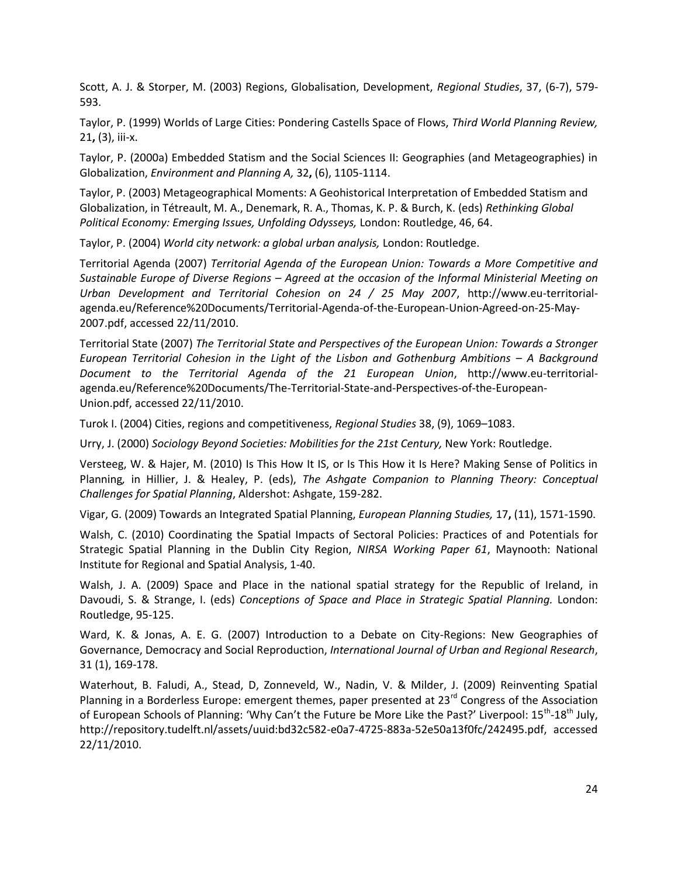Scott, A. J. & Storper, M. (2003) Regions, Globalisation, Development, *Regional Studies*, 37, (6-7), 579-593.

Taylor, P. (1999) Worlds of Large Cities: Pondering Castells Space of Flows, *Third World Planning Review,* 21**,** (3), iii-x.

Taylor, P. (2000a) Embedded Statism and the Social Sciences II: Geographies (and Metageographies) in Globalization, *Environment and Planning A,* 32**,** (6), 1105-1114.

Taylor, P. (2003) Metageographical Moments: A Geohistorical Interpretation of Embedded Statism and Globalization, in Tétreault, M. A., Denemark, R. A., Thomas, K. P. & Burch, K. (eds) *Rethinking Global Political Economy: Emerging Issues, Unfolding Odysseys,* London: Routledge, 46, 64.

Taylor, P. (2004) *World city network: a global urban analysis,* London: Routledge.

Territorial Agenda (2007) *Territorial Agenda of the European Union: Towards a More Competitive and Sustainable Europe of Diverse Regions – Agreed at the occasion of the Informal Ministerial Meeting on Urban Development and Territorial Cohesion on 24 / 25 May 2007*, http://www.eu-territorial-agenda.eu/Reference%20Documents/Territorial-Agenda-of-the-European-Union-Agreed-on-25-May-2007.pdf, accessed 22/11/2010.

Territorial State (2007) *The Territorial State and Perspectives of the European Union: Towards a Stronger European Territorial Cohesion in the Light of the Lisbon and Gothenburg Ambitions – A Background Document to the Territorial Agenda of the 21 European Union*, http://www.eu-territorial-agenda.eu/Reference%20Documents/The-Territorial-State-and-Perspectives-of-the-European-Union.pdf, accessed 22/11/2010.

Turok I. (2004) Cities, regions and competitiveness, *Regional Studies* 38, (9), 1069–1083.

Urry, J. (2000) *Sociology Beyond Societies: Mobilities for the 21st Century,* New York: Routledge.

Versteeg, W. & Hajer, M. (2010) Is This How It IS, or Is This How it Is Here? Making Sense of Politics in Planning*,* in Hillier, J. & Healey, P. (eds), *The Ashgate Companion to Planning Theory: Conceptual Challenges for Spatial Planning*, Aldershot: Ashgate, 159-282.

Vigar, G. (2009) Towards an Integrated Spatial Planning, *European Planning Studies,* 17**,** (11), 1571-1590.

Walsh, C. (2010) Coordinating the Spatial Impacts of Sectoral Policies: Practices of and Potentials for Strategic Spatial Planning in the Dublin City Region, *NIRSA Working Paper 61*, Maynooth: National Institute for Regional and Spatial Analysis, 1-40.

Walsh, J. A. (2009) Space and Place in the national spatial strategy for the Republic of Ireland, in Davoudi, S. & Strange, I. (eds) *Conceptions of Space and Place in Strategic Spatial Planning.* London: Routledge, 95-125.

Ward, K. & Jonas, A. E. G. (2007) Introduction to a Debate on City-Regions: New Geographies of Governance, Democracy and Social Reproduction, *International Journal of Urban and Regional Research*, 31 (1), 169-178.

Waterhout, B. Faludi, A., Stead, D, Zonneveld, W., Nadin, V. & Milder, J. (2009) Reinventing Spatial Planning in a Borderless Europe: emergent themes, paper presented at 23rd Congress of the Association of European Schools of Planning: 'Why Can't the Future be More Like the Past?' Liverpool: 15th-18th July, http://repository.tudelft.nl/assets/uuid:bd32c582-e0a7-4725-883a-52e50a13f0fc/242495.pdf, accessed 22/11/2010.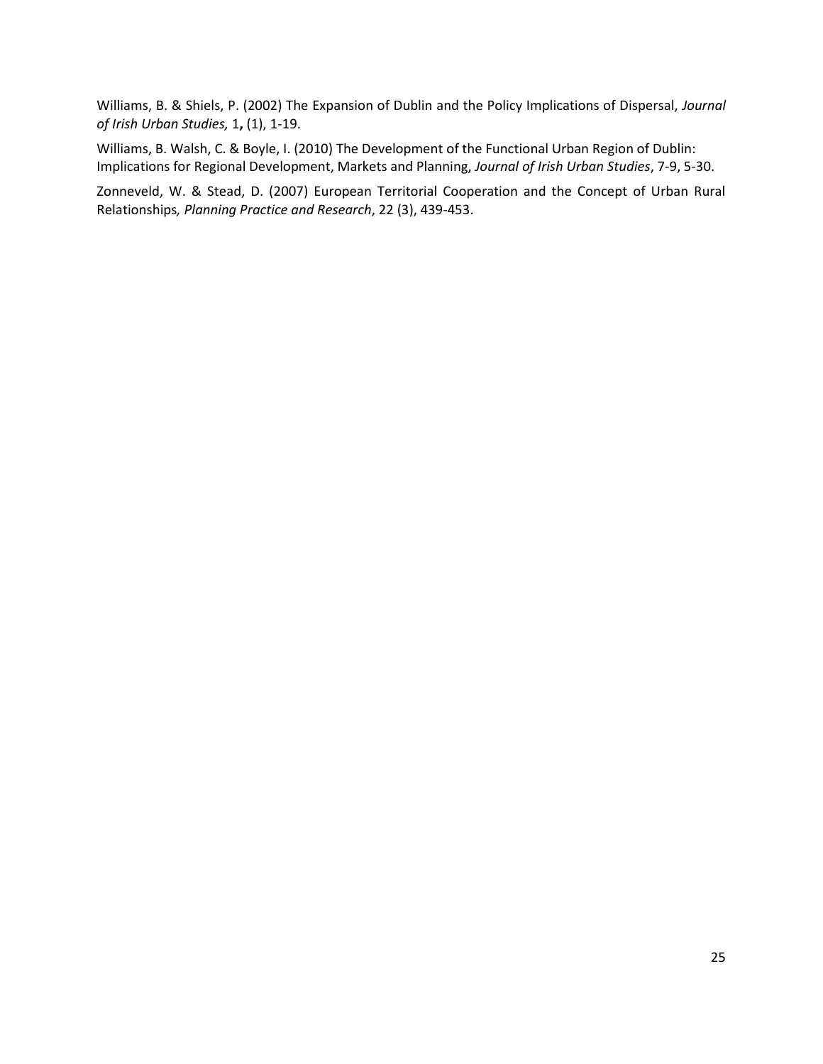Williams, B. & Shiels, P. (2002) The Expansion of Dublin and the Policy Implications of Dispersal, *Journal of Irish Urban Studies,* 1**,** (1), 1-19.

Williams, B. Walsh, C. & Boyle, I. (2010) The Development of the Functional Urban Region of Dublin: Implications for Regional Development, Markets and Planning, *Journal of Irish Urban Studies*, 7-9, 5-30.

Zonneveld, W. & Stead, D. (2007) European Territorial Cooperation and the Concept of Urban Rural Relationships*, Planning Practice and Research*, 22 (3), 439-453.